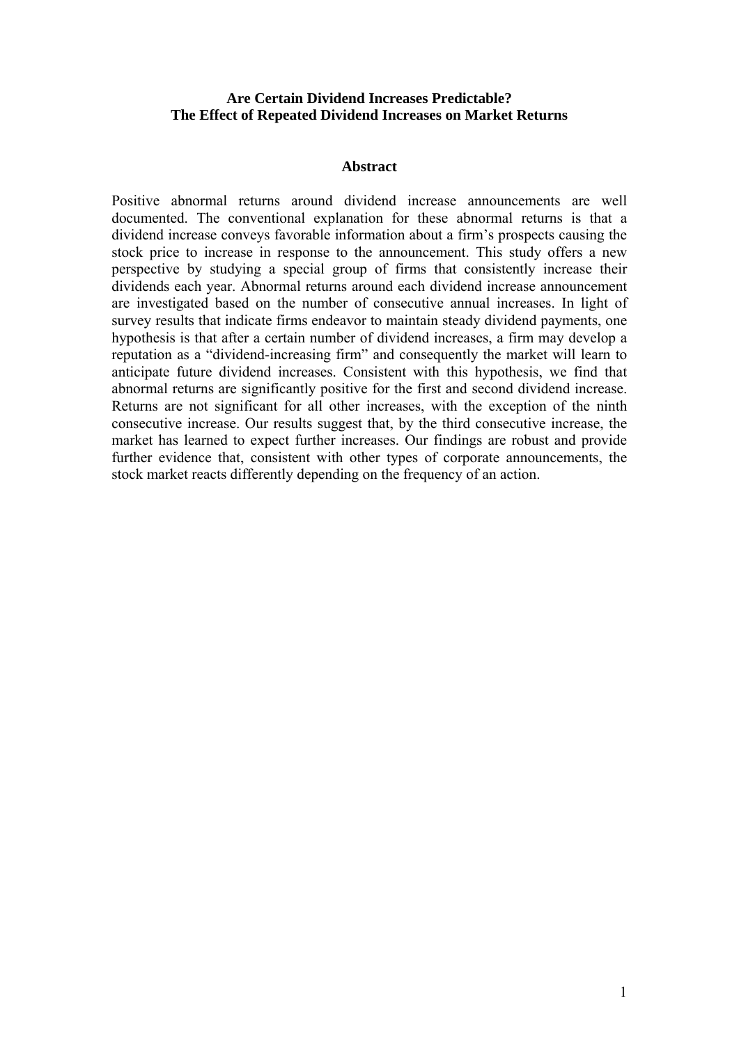# Are Certain Dividend Increases Predictable?
# The Effect of Repeated Dividend Increases on Market Returns

## Abstract

Positive abnormal returns around dividend increase announcements are well documented. The conventional explanation for these abnormal returns is that a dividend increase conveys favorable information about a firm's prospects causing the stock price to increase in response to the announcement. This study offers a new perspective by studying a special group of firms that consistently increase their dividends each year. Abnormal returns around each dividend increase announcement are investigated based on the number of consecutive annual increases. In light of survey results that indicate firms endeavor to maintain steady dividend payments, one hypothesis is that after a certain number of dividend increases, a firm may develop a reputation as a "dividend-increasing firm" and consequently the market will learn to anticipate future dividend increases. Consistent with this hypothesis, we find that abnormal returns are significantly positive for the first and second dividend increase. Returns are not significant for all other increases, with the exception of the ninth consecutive increase. Our results suggest that, by the third consecutive increase, the market has learned to expect further increases. Our findings are robust and provide further evidence that, consistent with other types of corporate announcements, the stock market reacts differently depending on the frequency of an action.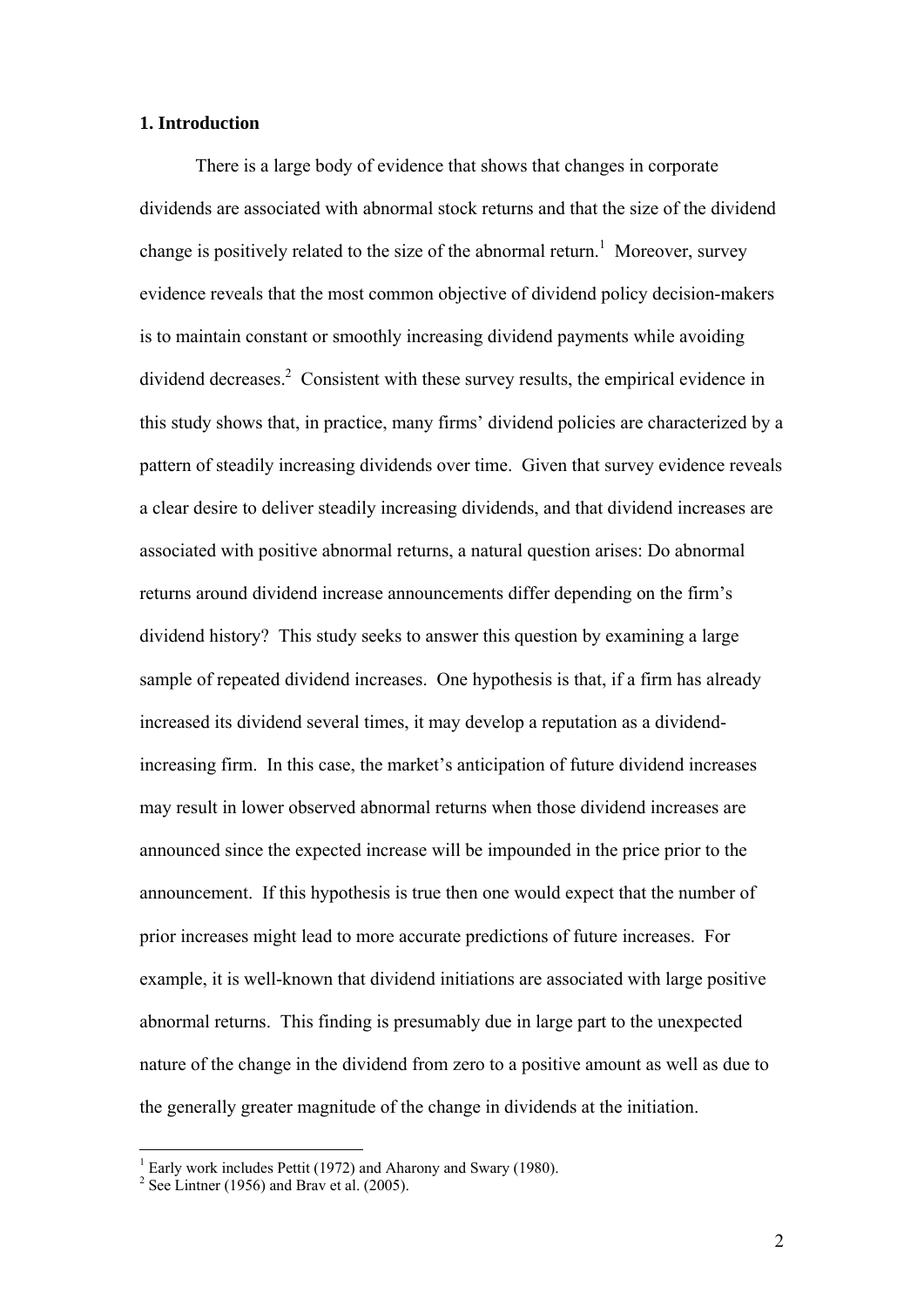**1. Introduction**

There is a large body of evidence that shows that changes in corporate dividends are associated with abnormal stock returns and that the size of the dividend change is positively related to the size of the abnormal return.[1] Moreover, survey evidence reveals that the most common objective of dividend policy decision-makers is to maintain constant or smoothly increasing dividend payments while avoiding dividend decreases.[2] Consistent with these survey results, the empirical evidence in this study shows that, in practice, many firms' dividend policies are characterized by a pattern of steadily increasing dividends over time. Given that survey evidence reveals a clear desire to deliver steadily increasing dividends, and that dividend increases are associated with positive abnormal returns, a natural question arises: Do abnormal returns around dividend increase announcements differ depending on the firm's dividend history? This study seeks to answer this question by examining a large sample of repeated dividend increases. One hypothesis is that, if a firm has already increased its dividend several times, it may develop a reputation as a dividend-increasing firm. In this case, the market's anticipation of future dividend increases may result in lower observed abnormal returns when those dividend increases are announced since the expected increase will be impounded in the price prior to the announcement. If this hypothesis is true then one would expect that the number of prior increases might lead to more accurate predictions of future increases. For example, it is well-known that dividend initiations are associated with large positive abnormal returns. This finding is presumably due in large part to the unexpected nature of the change in the dividend from zero to a positive amount as well as due to the generally greater magnitude of the change in dividends at the initiation.

[1] Early work includes Pettit (1972) and Aharony and Swary (1980).

[2] See Lintner (1956) and Brav et al. (2005).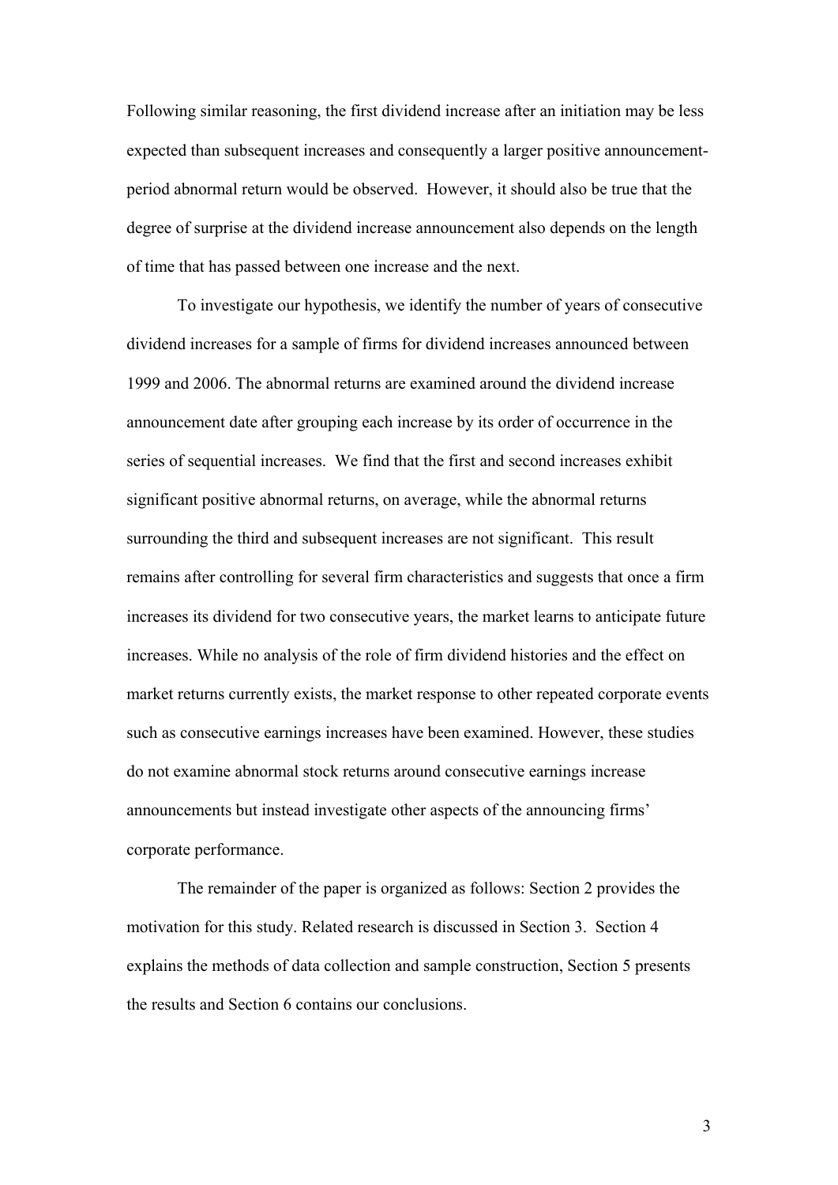Following similar reasoning, the first dividend increase after an initiation may be less expected than subsequent increases and consequently a larger positive announcement-period abnormal return would be observed. However, it should also be true that the degree of surprise at the dividend increase announcement also depends on the length of time that has passed between one increase and the next.

To investigate our hypothesis, we identify the number of years of consecutive dividend increases for a sample of firms for dividend increases announced between 1999 and 2006. The abnormal returns are examined around the dividend increase announcement date after grouping each increase by its order of occurrence in the series of sequential increases. We find that the first and second increases exhibit significant positive abnormal returns, on average, while the abnormal returns surrounding the third and subsequent increases are not significant. This result remains after controlling for several firm characteristics and suggests that once a firm increases its dividend for two consecutive years, the market learns to anticipate future increases. While no analysis of the role of firm dividend histories and the effect on market returns currently exists, the market response to other repeated corporate events such as consecutive earnings increases have been examined. However, these studies do not examine abnormal stock returns around consecutive earnings increase announcements but instead investigate other aspects of the announcing firms' corporate performance.

The remainder of the paper is organized as follows: Section 2 provides the motivation for this study. Related research is discussed in Section 3. Section 4 explains the methods of data collection and sample construction, Section 5 presents the results and Section 6 contains our conclusions.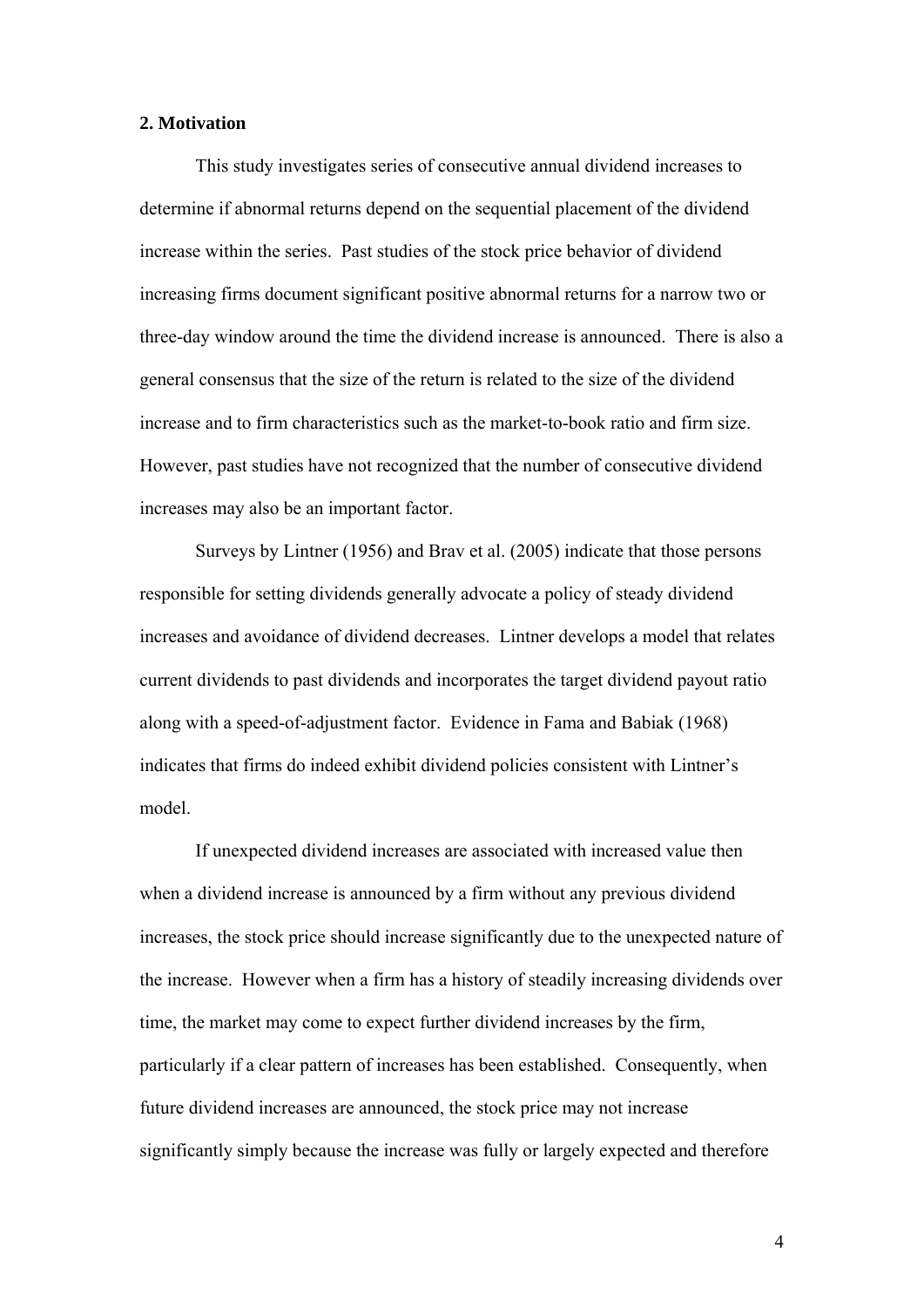## 2. Motivation

This study investigates series of consecutive annual dividend increases to determine if abnormal returns depend on the sequential placement of the dividend increase within the series. Past studies of the stock price behavior of dividend increasing firms document significant positive abnormal returns for a narrow two or three-day window around the time the dividend increase is announced. There is also a general consensus that the size of the return is related to the size of the dividend increase and to firm characteristics such as the market-to-book ratio and firm size. However, past studies have not recognized that the number of consecutive dividend increases may also be an important factor.

Surveys by Lintner (1956) and Brav et al. (2005) indicate that those persons responsible for setting dividends generally advocate a policy of steady dividend increases and avoidance of dividend decreases. Lintner develops a model that relates current dividends to past dividends and incorporates the target dividend payout ratio along with a speed-of-adjustment factor. Evidence in Fama and Babiak (1968) indicates that firms do indeed exhibit dividend policies consistent with Lintner's model.

If unexpected dividend increases are associated with increased value then when a dividend increase is announced by a firm without any previous dividend increases, the stock price should increase significantly due to the unexpected nature of the increase. However when a firm has a history of steadily increasing dividends over time, the market may come to expect further dividend increases by the firm, particularly if a clear pattern of increases has been established. Consequently, when future dividend increases are announced, the stock price may not increase significantly simply because the increase was fully or largely expected and therefore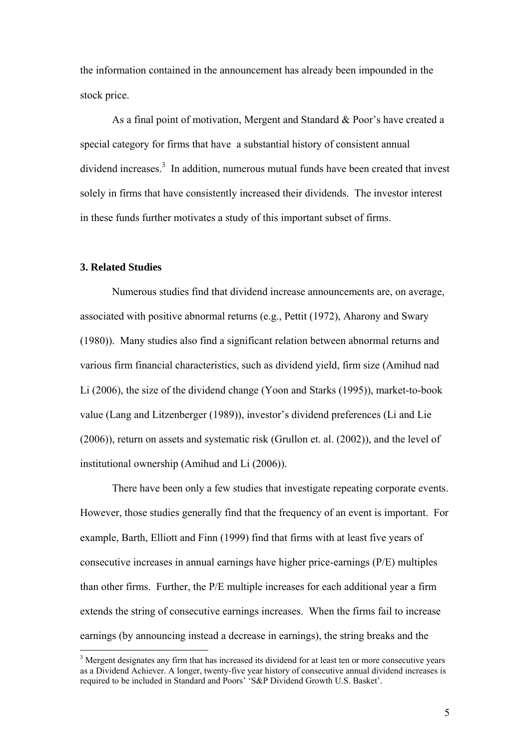the information contained in the announcement has already been impounded in the stock price.

As a final point of motivation, Mergent and Standard & Poor's have created a special category for firms that have a substantial history of consistent annual dividend increases.[3] In addition, numerous mutual funds have been created that invest solely in firms that have consistently increased their dividends. The investor interest in these funds further motivates a study of this important subset of firms.

### 3. Related Studies

Numerous studies find that dividend increase announcements are, on average, associated with positive abnormal returns (e.g., Pettit (1972), Aharony and Swary (1980)). Many studies also find a significant relation between abnormal returns and various firm financial characteristics, such as dividend yield, firm size (Amihud nad Li (2006), the size of the dividend change (Yoon and Starks (1995)), market-to-book value (Lang and Litzenberger (1989)), investor's dividend preferences (Li and Lie (2006)), return on assets and systematic risk (Grullon et. al. (2002)), and the level of institutional ownership (Amihud and Li (2006)).

There have been only a few studies that investigate repeating corporate events. However, those studies generally find that the frequency of an event is important. For example, Barth, Elliott and Finn (1999) find that firms with at least five years of consecutive increases in annual earnings have higher price-earnings (P/E) multiples than other firms. Further, the P/E multiple increases for each additional year a firm extends the string of consecutive earnings increases. When the firms fail to increase earnings (by announcing instead a decrease in earnings), the string breaks and the

[3] Mergent designates any firm that has increased its dividend for at least ten or more consecutive years as a Dividend Achiever. A longer, twenty-five year history of consecutive annual dividend increases is required to be included in Standard and Poors' 'S&P Dividend Growth U.S. Basket'.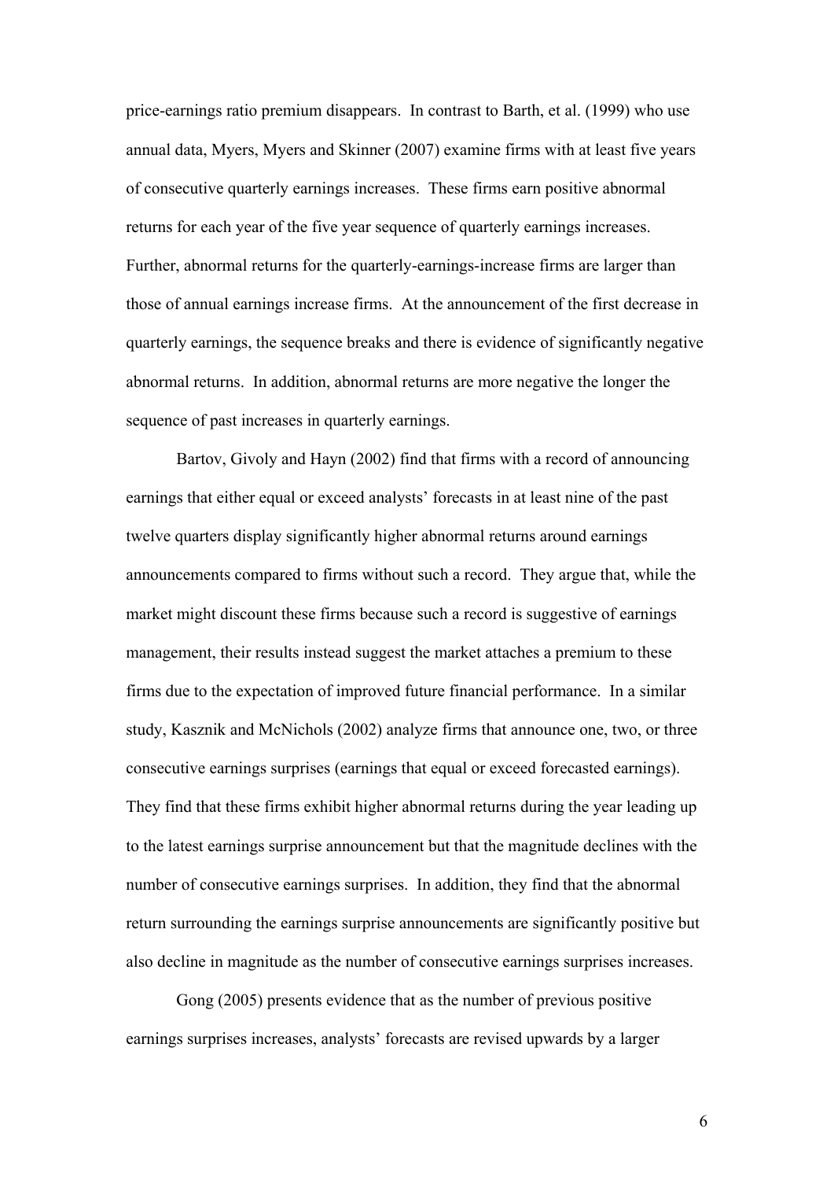price-earnings ratio premium disappears. In contrast to Barth, et al. (1999) who use annual data, Myers, Myers and Skinner (2007) examine firms with at least five years of consecutive quarterly earnings increases. These firms earn positive abnormal returns for each year of the five year sequence of quarterly earnings increases. Further, abnormal returns for the quarterly-earnings-increase firms are larger than those of annual earnings increase firms. At the announcement of the first decrease in quarterly earnings, the sequence breaks and there is evidence of significantly negative abnormal returns. In addition, abnormal returns are more negative the longer the sequence of past increases in quarterly earnings.

Bartov, Givoly and Hayn (2002) find that firms with a record of announcing earnings that either equal or exceed analysts' forecasts in at least nine of the past twelve quarters display significantly higher abnormal returns around earnings announcements compared to firms without such a record. They argue that, while the market might discount these firms because such a record is suggestive of earnings management, their results instead suggest the market attaches a premium to these firms due to the expectation of improved future financial performance. In a similar study, Kasznik and McNichols (2002) analyze firms that announce one, two, or three consecutive earnings surprises (earnings that equal or exceed forecasted earnings). They find that these firms exhibit higher abnormal returns during the year leading up to the latest earnings surprise announcement but that the magnitude declines with the number of consecutive earnings surprises. In addition, they find that the abnormal return surrounding the earnings surprise announcements are significantly positive but also decline in magnitude as the number of consecutive earnings surprises increases.

Gong (2005) presents evidence that as the number of previous positive earnings surprises increases, analysts' forecasts are revised upwards by a larger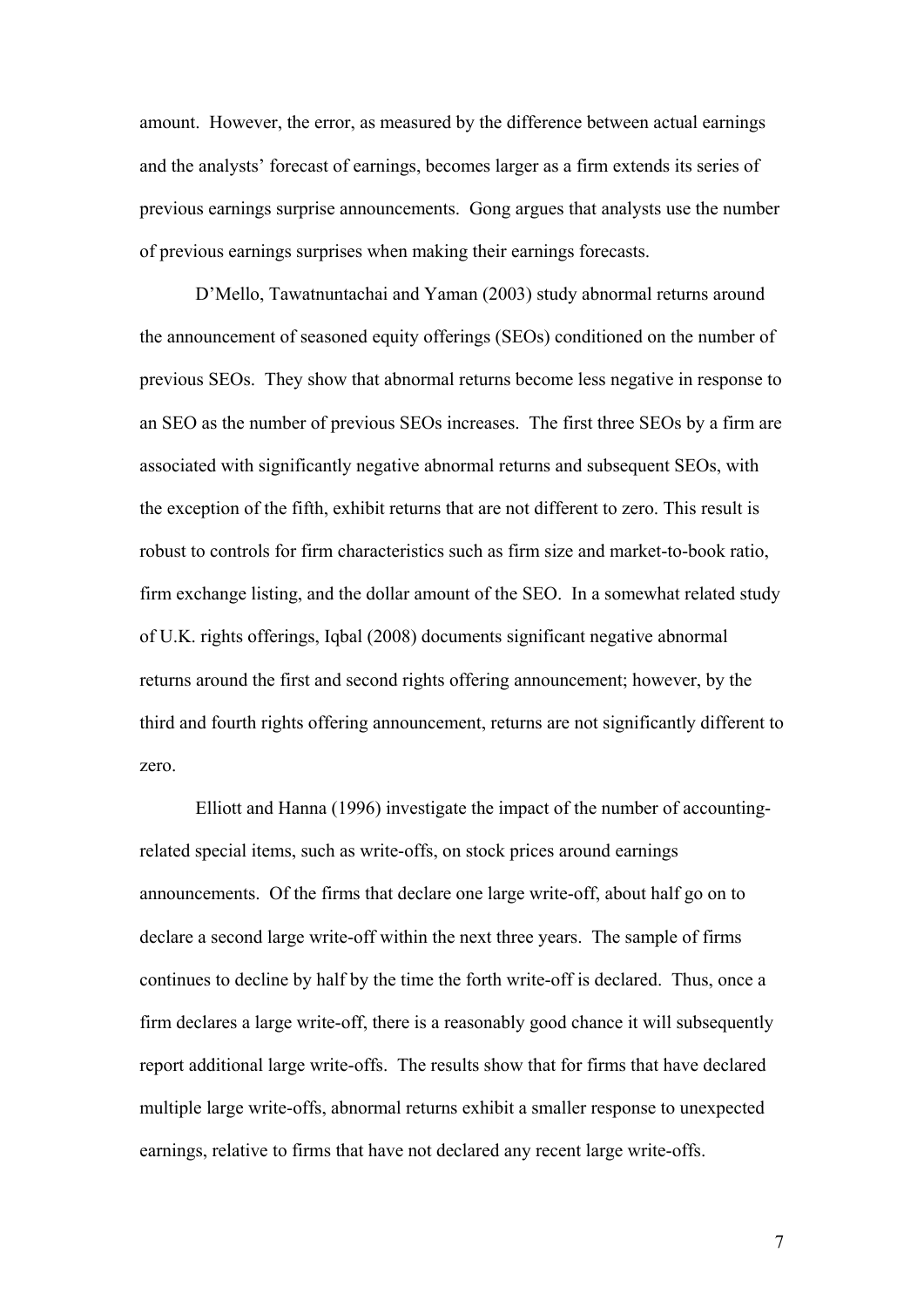amount. However, the error, as measured by the difference between actual earnings and the analysts' forecast of earnings, becomes larger as a firm extends its series of previous earnings surprise announcements. Gong argues that analysts use the number of previous earnings surprises when making their earnings forecasts.

D'Mello, Tawatnuntachai and Yaman (2003) study abnormal returns around the announcement of seasoned equity offerings (SEOs) conditioned on the number of previous SEOs. They show that abnormal returns become less negative in response to an SEO as the number of previous SEOs increases. The first three SEOs by a firm are associated with significantly negative abnormal returns and subsequent SEOs, with the exception of the fifth, exhibit returns that are not different to zero. This result is robust to controls for firm characteristics such as firm size and market-to-book ratio, firm exchange listing, and the dollar amount of the SEO. In a somewhat related study of U.K. rights offerings, Iqbal (2008) documents significant negative abnormal returns around the first and second rights offering announcement; however, by the third and fourth rights offering announcement, returns are not significantly different to zero.

Elliott and Hanna (1996) investigate the impact of the number of accounting-related special items, such as write-offs, on stock prices around earnings announcements. Of the firms that declare one large write-off, about half go on to declare a second large write-off within the next three years. The sample of firms continues to decline by half by the time the forth write-off is declared. Thus, once a firm declares a large write-off, there is a reasonably good chance it will subsequently report additional large write-offs. The results show that for firms that have declared multiple large write-offs, abnormal returns exhibit a smaller response to unexpected earnings, relative to firms that have not declared any recent large write-offs.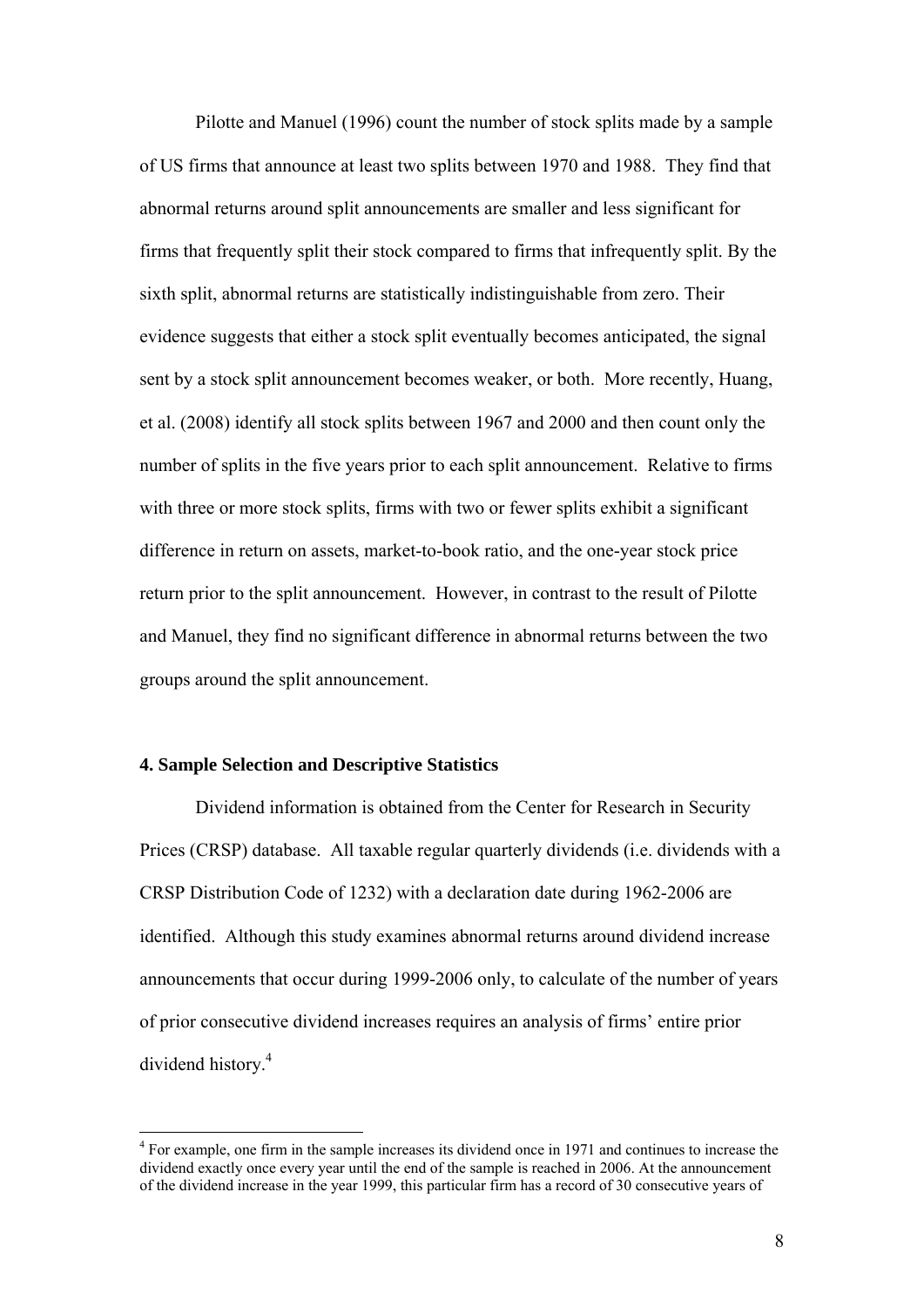Pilotte and Manuel (1996) count the number of stock splits made by a sample of US firms that announce at least two splits between 1970 and 1988. They find that abnormal returns around split announcements are smaller and less significant for firms that frequently split their stock compared to firms that infrequently split. By the sixth split, abnormal returns are statistically indistinguishable from zero. Their evidence suggests that either a stock split eventually becomes anticipated, the signal sent by a stock split announcement becomes weaker, or both. More recently, Huang, et al. (2008) identify all stock splits between 1967 and 2000 and then count only the number of splits in the five years prior to each split announcement. Relative to firms with three or more stock splits, firms with two or fewer splits exhibit a significant difference in return on assets, market-to-book ratio, and the one-year stock price return prior to the split announcement. However, in contrast to the result of Pilotte and Manuel, they find no significant difference in abnormal returns between the two groups around the split announcement.

#### 4. Sample Selection and Descriptive Statistics

Dividend information is obtained from the Center for Research in Security Prices (CRSP) database. All taxable regular quarterly dividends (i.e. dividends with a CRSP Distribution Code of 1232) with a declaration date during 1962-2006 are identified. Although this study examines abnormal returns around dividend increase announcements that occur during 1999-2006 only, to calculate of the number of years of prior consecutive dividend increases requires an analysis of firms' entire prior dividend history.[4]

[4] For example, one firm in the sample increases its dividend once in 1971 and continues to increase the dividend exactly once every year until the end of the sample is reached in 2006. At the announcement of the dividend increase in the year 1999, this particular firm has a record of 30 consecutive years of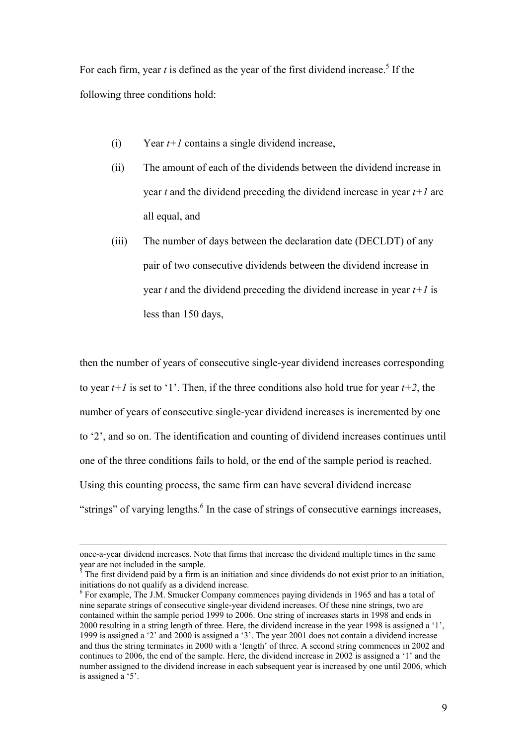For each firm, year $t$ is defined as the year of the first dividend increase.[5] If the following three conditions hold:

(i) Year $t+1$ contains a single dividend increase,

(ii) The amount of each of the dividends between the dividend increase in year $t$ and the dividend preceding the dividend increase in year $t+1$ are all equal, and

(iii) The number of days between the declaration date (DECLDT) of any pair of two consecutive dividends between the dividend increase in year $t$ and the dividend preceding the dividend increase in year $t+1$ is less than 150 days,

then the number of years of consecutive single-year dividend increases corresponding to year $t+1$ is set to '1'. Then, if the three conditions also hold true for year $t+2$, the number of years of consecutive single-year dividend increases is incremented by one to '2', and so on. The identification and counting of dividend increases continues until one of the three conditions fails to hold, or the end of the sample period is reached. Using this counting process, the same firm can have several dividend increase "strings" of varying lengths.[6] In the case of strings of consecutive earnings increases,

---

once-a-year dividend increases. Note that firms that increase the dividend multiple times in the same year are not included in the sample.

[5] The first dividend paid by a firm is an initiation and since dividends do not exist prior to an initiation, initiations do not qualify as a dividend increase.

[6] For example, The J.M. Smucker Company commences paying dividends in 1965 and has a total of nine separate strings of consecutive single-year dividend increases. Of these nine strings, two are contained within the sample period 1999 to 2006. One string of increases starts in 1998 and ends in 2000 resulting in a string length of three. Here, the dividend increase in the year 1998 is assigned a '1', 1999 is assigned a '2' and 2000 is assigned a '3'. The year 2001 does not contain a dividend increase and thus the string terminates in 2000 with a 'length' of three. A second string commences in 2002 and continues to 2006, the end of the sample. Here, the dividend increase in 2002 is assigned a '1' and the number assigned to the dividend increase in each subsequent year is increased by one until 2006, which is assigned a '5'.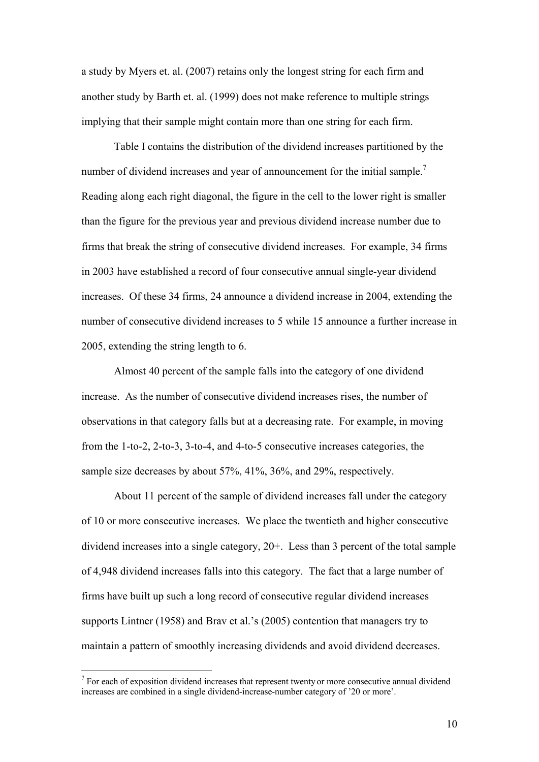a study by Myers et. al. (2007) retains only the longest string for each firm and another study by Barth et. al. (1999) does not make reference to multiple strings implying that their sample might contain more than one string for each firm.

Table I contains the distribution of the dividend increases partitioned by the number of dividend increases and year of announcement for the initial sample.[7] Reading along each right diagonal, the figure in the cell to the lower right is smaller than the figure for the previous year and previous dividend increase number due to firms that break the string of consecutive dividend increases. For example, 34 firms in 2003 have established a record of four consecutive annual single-year dividend increases. Of these 34 firms, 24 announce a dividend increase in 2004, extending the number of consecutive dividend increases to 5 while 15 announce a further increase in 2005, extending the string length to 6.

Almost 40 percent of the sample falls into the category of one dividend increase. As the number of consecutive dividend increases rises, the number of observations in that category falls but at a decreasing rate. For example, in moving from the 1-to-2, 2-to-3, 3-to-4, and 4-to-5 consecutive increases categories, the sample size decreases by about 57%, 41%, 36%, and 29%, respectively.

About 11 percent of the sample of dividend increases fall under the category of 10 or more consecutive increases. We place the twentieth and higher consecutive dividend increases into a single category, 20+. Less than 3 percent of the total sample of 4,948 dividend increases falls into this category. The fact that a large number of firms have built up such a long record of consecutive regular dividend increases supports Lintner (1958) and Brav et al.'s (2005) contention that managers try to maintain a pattern of smoothly increasing dividends and avoid dividend decreases.

[7] For each of exposition dividend increases that represent twenty or more consecutive annual dividend increases are combined in a single dividend-increase-number category of '20 or more'.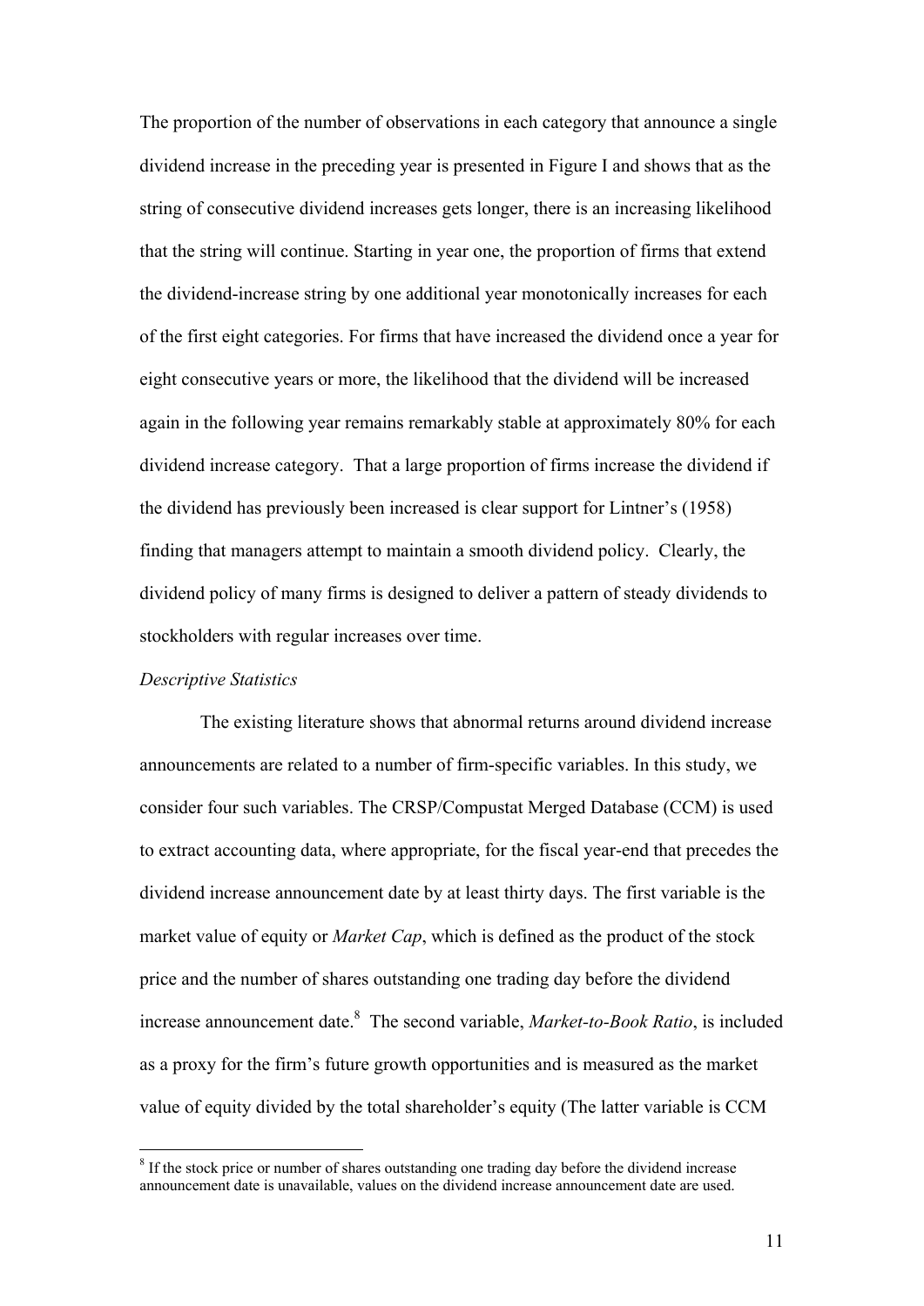The proportion of the number of observations in each category that announce a single dividend increase in the preceding year is presented in Figure I and shows that as the string of consecutive dividend increases gets longer, there is an increasing likelihood that the string will continue. Starting in year one, the proportion of firms that extend the dividend-increase string by one additional year monotonically increases for each of the first eight categories. For firms that have increased the dividend once a year for eight consecutive years or more, the likelihood that the dividend will be increased again in the following year remains remarkably stable at approximately 80% for each dividend increase category. That a large proportion of firms increase the dividend if the dividend has previously been increased is clear support for Lintner's (1958) finding that managers attempt to maintain a smooth dividend policy. Clearly, the dividend policy of many firms is designed to deliver a pattern of steady dividends to stockholders with regular increases over time.

*Descriptive Statistics*

The existing literature shows that abnormal returns around dividend increase announcements are related to a number of firm-specific variables. In this study, we consider four such variables. The CRSP/Compustat Merged Database (CCM) is used to extract accounting data, where appropriate, for the fiscal year-end that precedes the dividend increase announcement date by at least thirty days. The first variable is the market value of equity or *Market Cap*, which is defined as the product of the stock price and the number of shares outstanding one trading day before the dividend increase announcement date.[8] The second variable, *Market-to-Book Ratio*, is included as a proxy for the firm's future growth opportunities and is measured as the market value of equity divided by the total shareholder's equity (The latter variable is CCM

[8] If the stock price or number of shares outstanding one trading day before the dividend increase announcement date is unavailable, values on the dividend increase announcement date are used.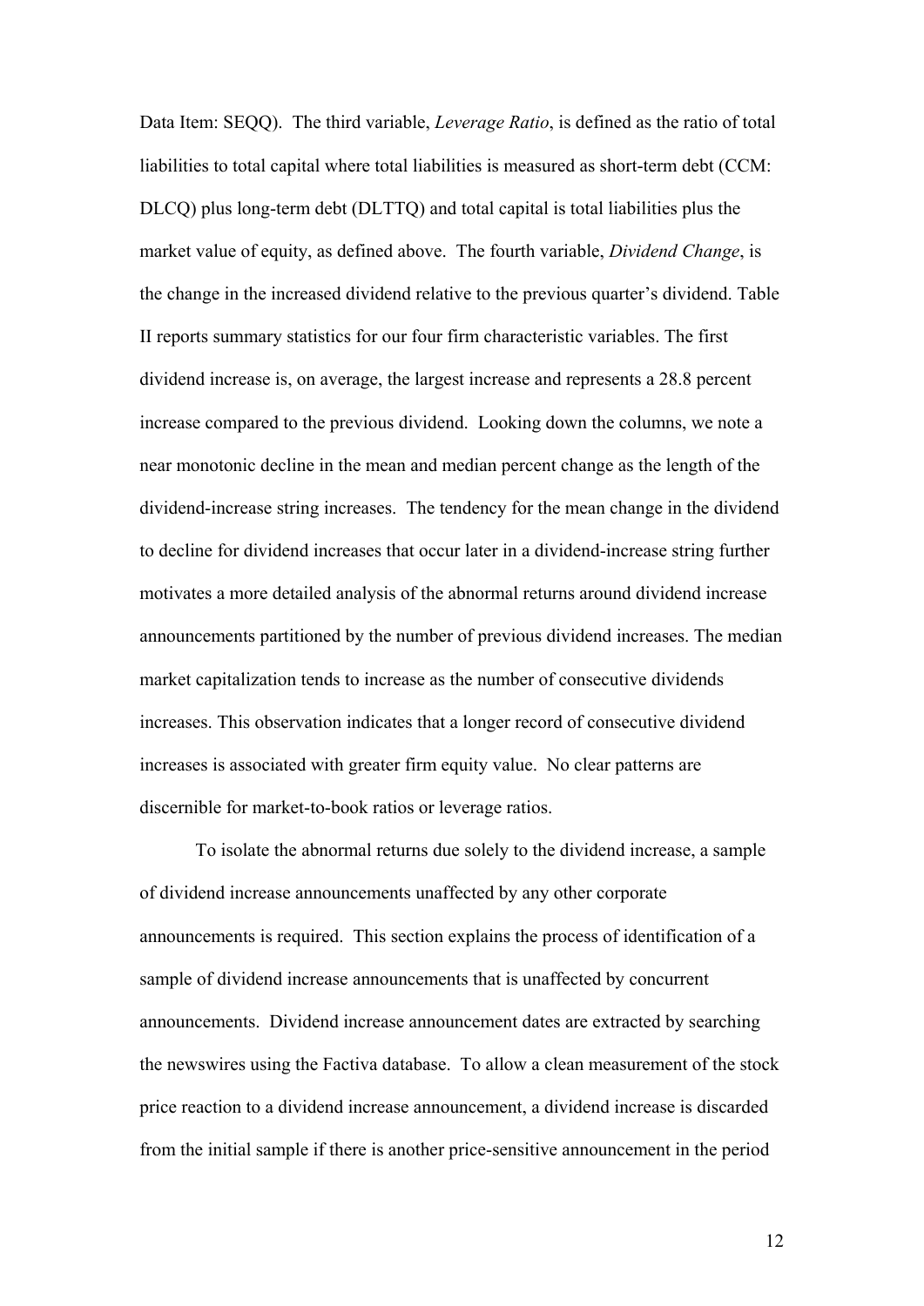Data Item: SEQQ). The third variable, *Leverage Ratio*, is defined as the ratio of total liabilities to total capital where total liabilities is measured as short-term debt (CCM: DLCQ) plus long-term debt (DLTTQ) and total capital is total liabilities plus the market value of equity, as defined above. The fourth variable, *Dividend Change*, is the change in the increased dividend relative to the previous quarter's dividend. Table II reports summary statistics for our four firm characteristic variables. The first dividend increase is, on average, the largest increase and represents a 28.8 percent increase compared to the previous dividend. Looking down the columns, we note a near monotonic decline in the mean and median percent change as the length of the dividend-increase string increases. The tendency for the mean change in the dividend to decline for dividend increases that occur later in a dividend-increase string further motivates a more detailed analysis of the abnormal returns around dividend increase announcements partitioned by the number of previous dividend increases. The median market capitalization tends to increase as the number of consecutive dividends increases. This observation indicates that a longer record of consecutive dividend increases is associated with greater firm equity value. No clear patterns are discernible for market-to-book ratios or leverage ratios.

To isolate the abnormal returns due solely to the dividend increase, a sample of dividend increase announcements unaffected by any other corporate announcements is required. This section explains the process of identification of a sample of dividend increase announcements that is unaffected by concurrent announcements. Dividend increase announcement dates are extracted by searching the newswires using the Factiva database. To allow a clean measurement of the stock price reaction to a dividend increase announcement, a dividend increase is discarded from the initial sample if there is another price-sensitive announcement in the period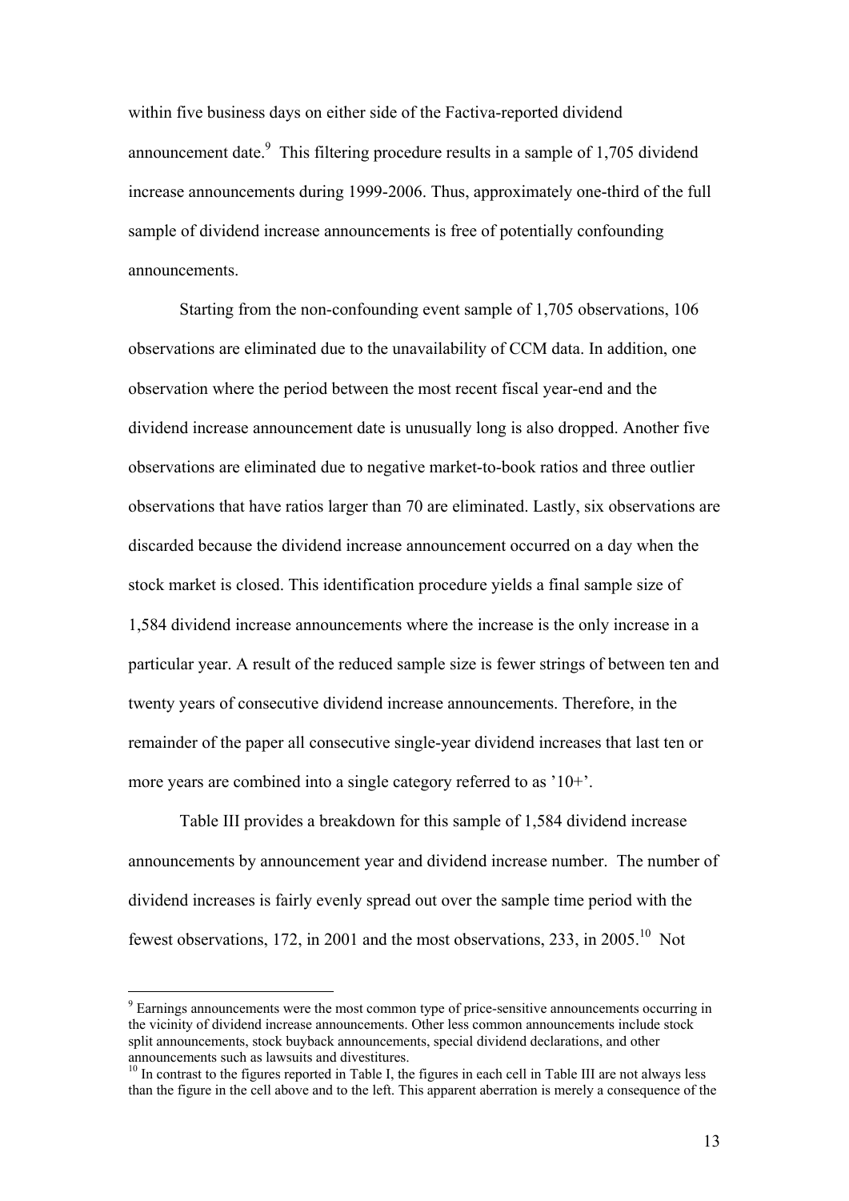within five business days on either side of the Factiva-reported dividend announcement date.[9] This filtering procedure results in a sample of 1,705 dividend increase announcements during 1999-2006. Thus, approximately one-third of the full sample of dividend increase announcements is free of potentially confounding announcements.

Starting from the non-confounding event sample of 1,705 observations, 106 observations are eliminated due to the unavailability of CCM data. In addition, one observation where the period between the most recent fiscal year-end and the dividend increase announcement date is unusually long is also dropped. Another five observations are eliminated due to negative market-to-book ratios and three outlier observations that have ratios larger than 70 are eliminated. Lastly, six observations are discarded because the dividend increase announcement occurred on a day when the stock market is closed. This identification procedure yields a final sample size of 1,584 dividend increase announcements where the increase is the only increase in a particular year. A result of the reduced sample size is fewer strings of between ten and twenty years of consecutive dividend increase announcements. Therefore, in the remainder of the paper all consecutive single-year dividend increases that last ten or more years are combined into a single category referred to as '10+'.

Table III provides a breakdown for this sample of 1,584 dividend increase announcements by announcement year and dividend increase number. The number of dividend increases is fairly evenly spread out over the sample time period with the fewest observations, 172, in 2001 and the most observations, 233, in 2005.[10] Not

---

[9] Earnings announcements were the most common type of price-sensitive announcements occurring in the vicinity of dividend increase announcements. Other less common announcements include stock split announcements, stock buyback announcements, special dividend declarations, and other announcements such as lawsuits and divestitures.

[10] In contrast to the figures reported in Table I, the figures in each cell in Table III are not always less than the figure in the cell above and to the left. This apparent aberration is merely a consequence of the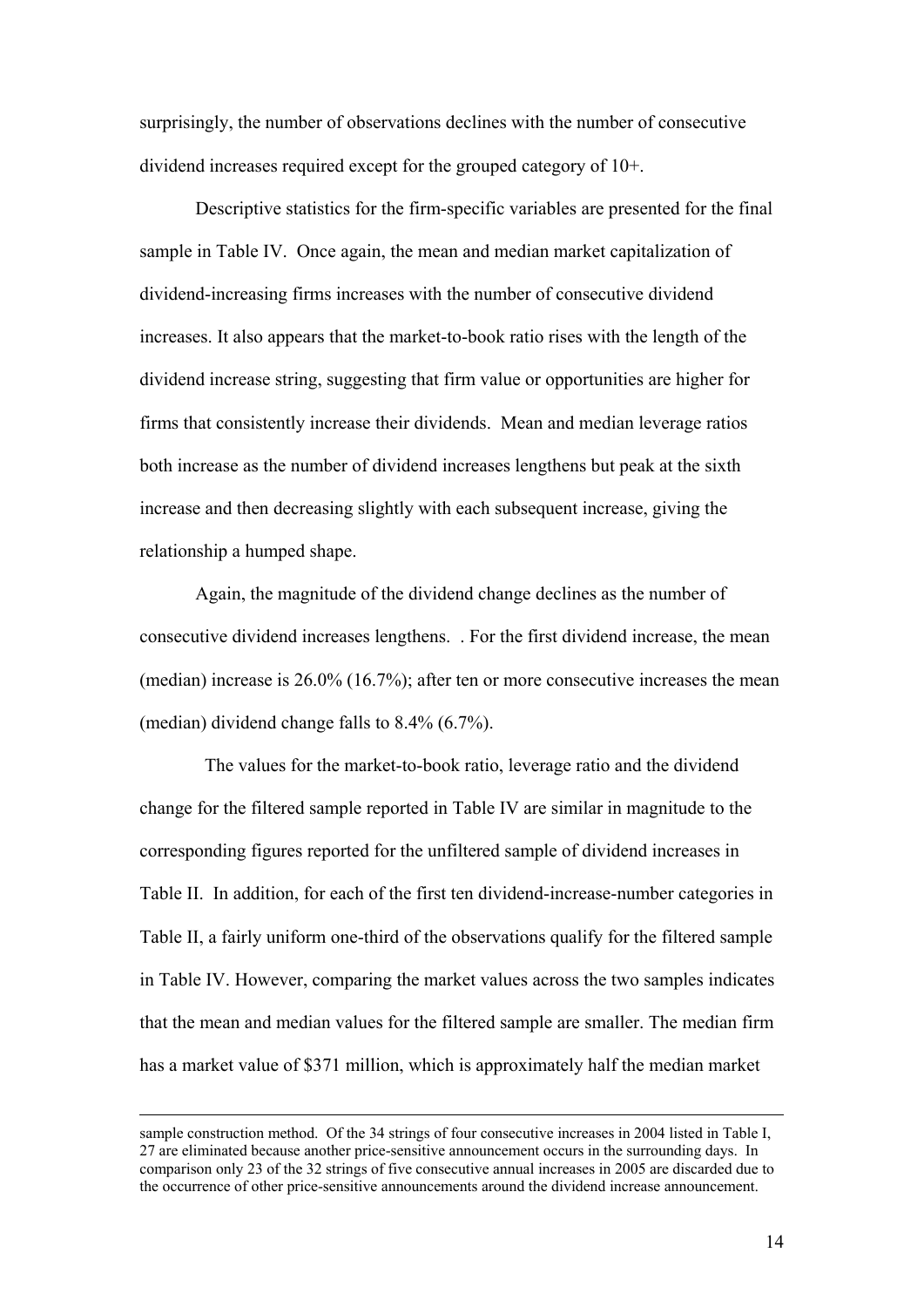surprisingly, the number of observations declines with the number of consecutive dividend increases required except for the grouped category of 10+.

Descriptive statistics for the firm-specific variables are presented for the final sample in Table IV. Once again, the mean and median market capitalization of dividend-increasing firms increases with the number of consecutive dividend increases. It also appears that the market-to-book ratio rises with the length of the dividend increase string, suggesting that firm value or opportunities are higher for firms that consistently increase their dividends. Mean and median leverage ratios both increase as the number of dividend increases lengthens but peak at the sixth increase and then decreasing slightly with each subsequent increase, giving the relationship a humped shape.

Again, the magnitude of the dividend change declines as the number of consecutive dividend increases lengthens. . For the first dividend increase, the mean (median) increase is 26.0% (16.7%); after ten or more consecutive increases the mean (median) dividend change falls to 8.4% (6.7%).

The values for the market-to-book ratio, leverage ratio and the dividend change for the filtered sample reported in Table IV are similar in magnitude to the corresponding figures reported for the unfiltered sample of dividend increases in Table II. In addition, for each of the first ten dividend-increase-number categories in Table II, a fairly uniform one-third of the observations qualify for the filtered sample in Table IV. However, comparing the market values across the two samples indicates that the mean and median values for the filtered sample are smaller. The median firm has a market value of $371 million, which is approximately half the median market

---

sample construction method. Of the 34 strings of four consecutive increases in 2004 listed in Table I, 27 are eliminated because another price-sensitive announcement occurs in the surrounding days. In comparison only 23 of the 32 strings of five consecutive annual increases in 2005 are discarded due to the occurrence of other price-sensitive announcements around the dividend increase announcement.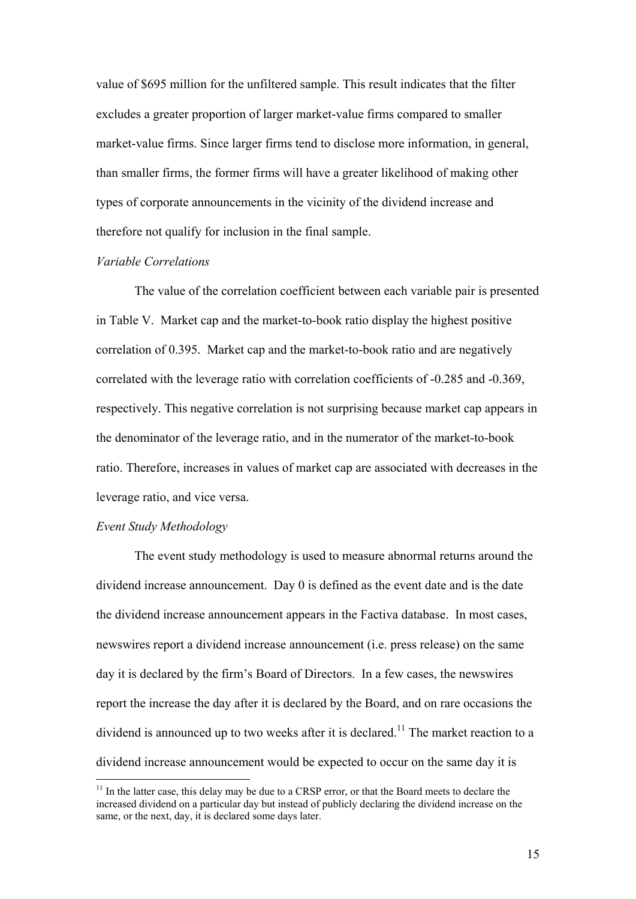value of $695 million for the unfiltered sample. This result indicates that the filter excludes a greater proportion of larger market-value firms compared to smaller market-value firms. Since larger firms tend to disclose more information, in general, than smaller firms, the former firms will have a greater likelihood of making other types of corporate announcements in the vicinity of the dividend increase and therefore not qualify for inclusion in the final sample.

*Variable Correlations*

The value of the correlation coefficient between each variable pair is presented in Table V. Market cap and the market-to-book ratio display the highest positive correlation of 0.395. Market cap and the market-to-book ratio and are negatively correlated with the leverage ratio with correlation coefficients of -0.285 and -0.369, respectively. This negative correlation is not surprising because market cap appears in the denominator of the leverage ratio, and in the numerator of the market-to-book ratio. Therefore, increases in values of market cap are associated with decreases in the leverage ratio, and vice versa.

*Event Study Methodology*

The event study methodology is used to measure abnormal returns around the dividend increase announcement. Day 0 is defined as the event date and is the date the dividend increase announcement appears in the Factiva database. In most cases, newswires report a dividend increase announcement (i.e. press release) on the same day it is declared by the firm's Board of Directors. In a few cases, the newswires report the increase the day after it is declared by the Board, and on rare occasions the dividend is announced up to two weeks after it is declared.[11] The market reaction to a dividend increase announcement would be expected to occur on the same day it is

[11] In the latter case, this delay may be due to a CRSP error, or that the Board meets to declare the increased dividend on a particular day but instead of publicly declaring the dividend increase on the same, or the next, day, it is declared some days later.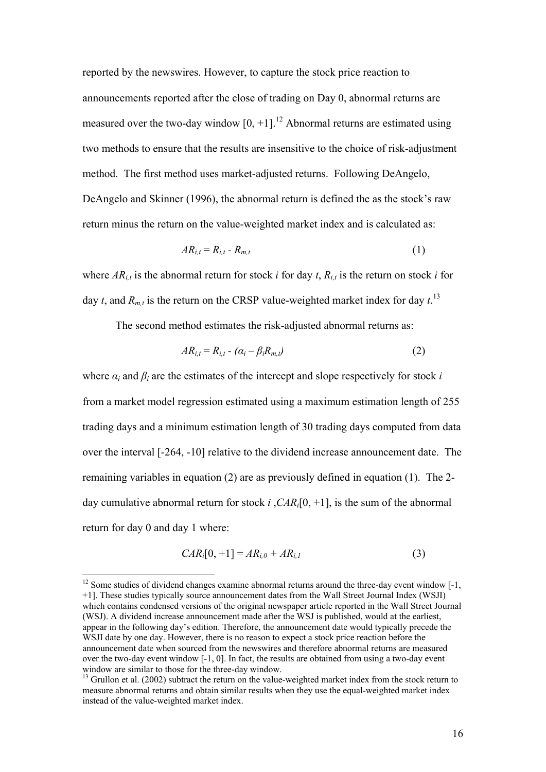reported by the newswires. However, to capture the stock price reaction to announcements reported after the close of trading on Day 0, abnormal returns are measured over the two-day window [0, +1].[12] Abnormal returns are estimated using two methods to ensure that the results are insensitive to the choice of risk-adjustment method. The first method uses market-adjusted returns. Following DeAngelo, DeAngelo and Skinner (1996), the abnormal return is defined the as the stock's raw return minus the return on the value-weighted market index and is calculated as:

$$AR_{i,t} = R_{i,t} - R_{m,t} \tag{1}$$

where $AR_{i,t}$ is the abnormal return for stock $i$ for day $t$, $R_{i,t}$ is the return on stock $i$ for day $t$, and $R_{m,t}$ is the return on the CRSP value-weighted market index for day $t$.[13]

The second method estimates the risk-adjusted abnormal returns as:

$$AR_{i,t} = R_{i,t} - (\alpha_i - \beta_i R_{m,t}) \tag{2}$$

where $\alpha_i$ and $\beta_i$ are the estimates of the intercept and slope respectively for stock $i$ from a market model regression estimated using a maximum estimation length of 255 trading days and a minimum estimation length of 30 trading days computed from data over the interval [-264, -10] relative to the dividend increase announcement date. The remaining variables in equation (2) are as previously defined in equation (1). The 2-day cumulative abnormal return for stock $i$ ,$CAR_i[0, +1]$, is the sum of the abnormal return for day 0 and day 1 where:

$$CAR_i[0, +1] = AR_{i,0} + AR_{i,1} \tag{3}$$

---

[12] Some studies of dividend changes examine abnormal returns around the three-day event window [-1, +1]. These studies typically source announcement dates from the Wall Street Journal Index (WSJI) which contains condensed versions of the original newspaper article reported in the Wall Street Journal (WSJ). A dividend increase announcement made after the WSJ is published, would at the earliest, appear in the following day's edition. Therefore, the announcement date would typically precede the WSJI date by one day. However, there is no reason to expect a stock price reaction before the announcement date when sourced from the newswires and therefore abnormal returns are measured over the two-day event window [-1, 0]. In fact, the results are obtained from using a two-day event window are similar to those for the three-day window.

[13] Grullon et al. (2002) subtract the return on the value-weighted market index from the stock return to measure abnormal returns and obtain similar results when they use the equal-weighted market index instead of the value-weighted market index.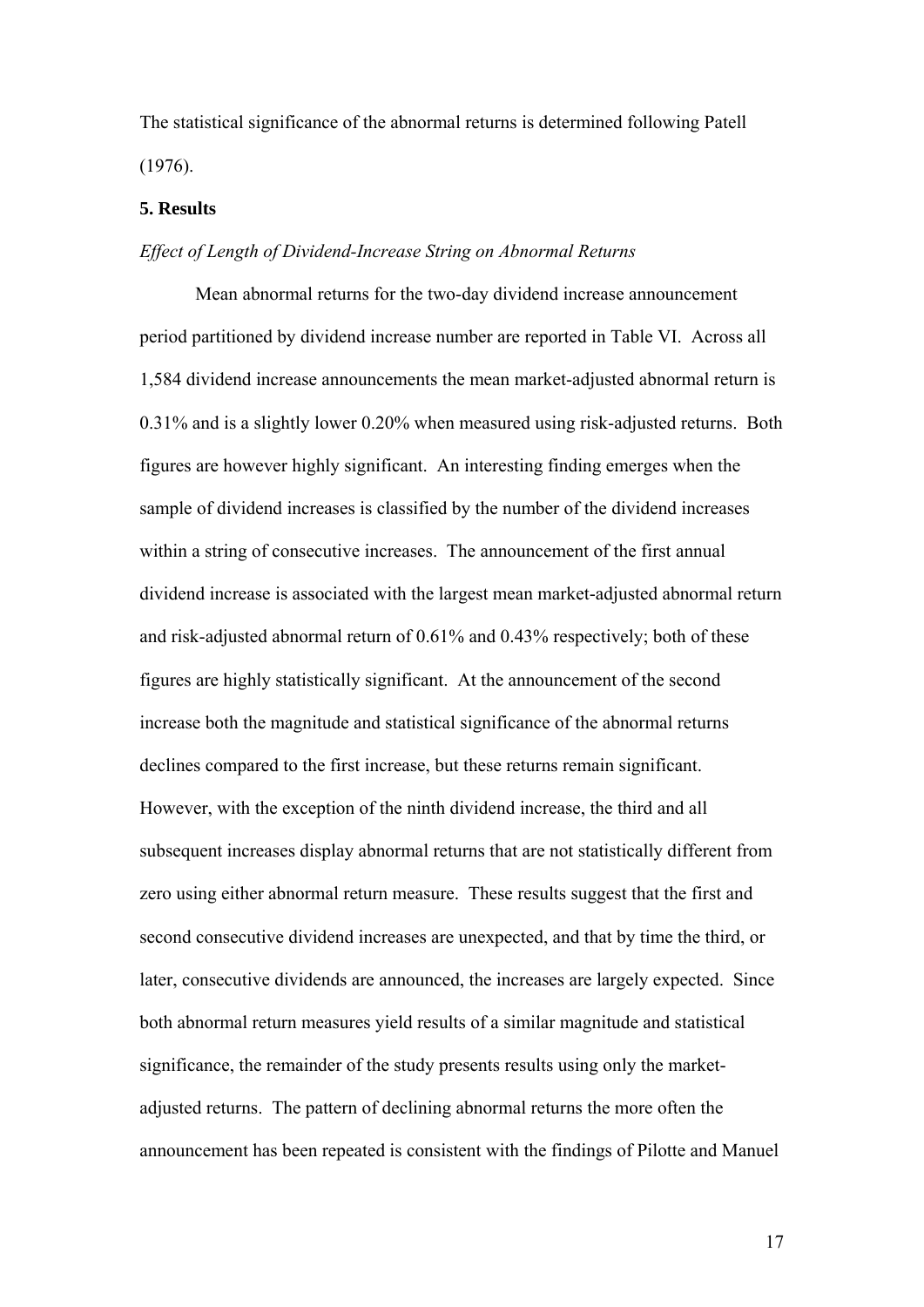The statistical significance of the abnormal returns is determined following Patell (1976).

## 5. Results

*Effect of Length of Dividend-Increase String on Abnormal Returns*

Mean abnormal returns for the two-day dividend increase announcement period partitioned by dividend increase number are reported in Table VI. Across all 1,584 dividend increase announcements the mean market-adjusted abnormal return is 0.31% and is a slightly lower 0.20% when measured using risk-adjusted returns. Both figures are however highly significant. An interesting finding emerges when the sample of dividend increases is classified by the number of the dividend increases within a string of consecutive increases. The announcement of the first annual dividend increase is associated with the largest mean market-adjusted abnormal return and risk-adjusted abnormal return of 0.61% and 0.43% respectively; both of these figures are highly statistically significant. At the announcement of the second increase both the magnitude and statistical significance of the abnormal returns declines compared to the first increase, but these returns remain significant. However, with the exception of the ninth dividend increase, the third and all subsequent increases display abnormal returns that are not statistically different from zero using either abnormal return measure. These results suggest that the first and second consecutive dividend increases are unexpected, and that by time the third, or later, consecutive dividends are announced, the increases are largely expected. Since both abnormal return measures yield results of a similar magnitude and statistical significance, the remainder of the study presents results using only the market-adjusted returns. The pattern of declining abnormal returns the more often the announcement has been repeated is consistent with the findings of Pilotte and Manuel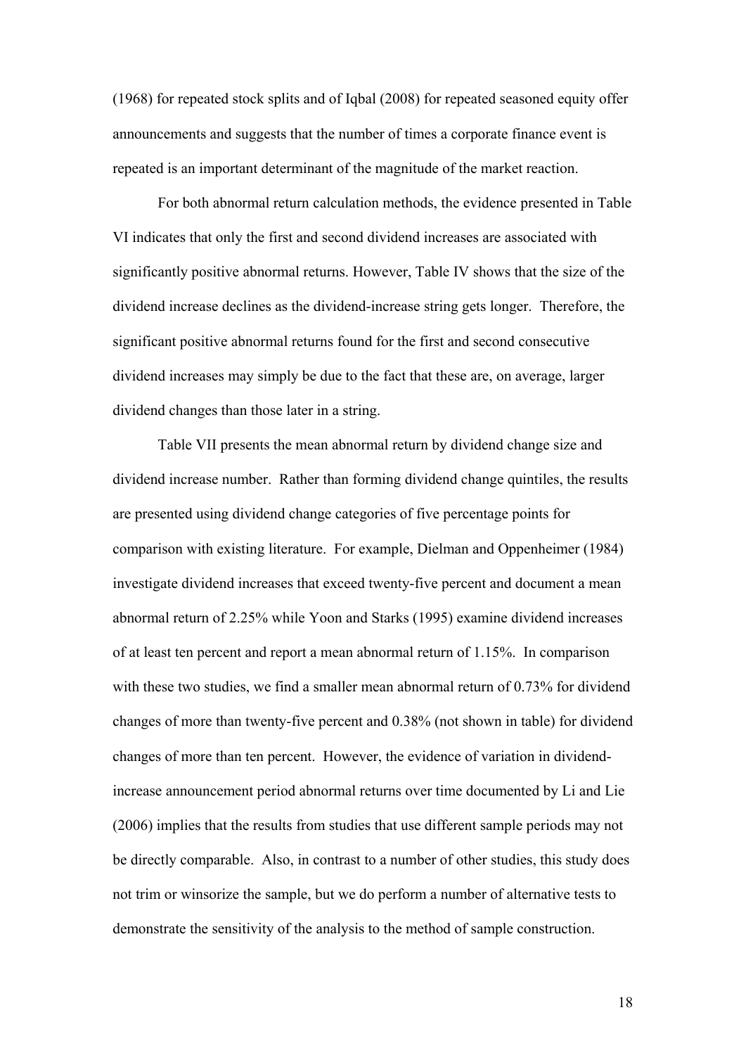(1968) for repeated stock splits and of Iqbal (2008) for repeated seasoned equity offer announcements and suggests that the number of times a corporate finance event is repeated is an important determinant of the magnitude of the market reaction.

For both abnormal return calculation methods, the evidence presented in Table VI indicates that only the first and second dividend increases are associated with significantly positive abnormal returns. However, Table IV shows that the size of the dividend increase declines as the dividend-increase string gets longer. Therefore, the significant positive abnormal returns found for the first and second consecutive dividend increases may simply be due to the fact that these are, on average, larger dividend changes than those later in a string.

Table VII presents the mean abnormal return by dividend change size and dividend increase number. Rather than forming dividend change quintiles, the results are presented using dividend change categories of five percentage points for comparison with existing literature. For example, Dielman and Oppenheimer (1984) investigate dividend increases that exceed twenty-five percent and document a mean abnormal return of 2.25% while Yoon and Starks (1995) examine dividend increases of at least ten percent and report a mean abnormal return of 1.15%. In comparison with these two studies, we find a smaller mean abnormal return of 0.73% for dividend changes of more than twenty-five percent and 0.38% (not shown in table) for dividend changes of more than ten percent. However, the evidence of variation in dividend-increase announcement period abnormal returns over time documented by Li and Lie (2006) implies that the results from studies that use different sample periods may not be directly comparable. Also, in contrast to a number of other studies, this study does not trim or winsorize the sample, but we do perform a number of alternative tests to demonstrate the sensitivity of the analysis to the method of sample construction.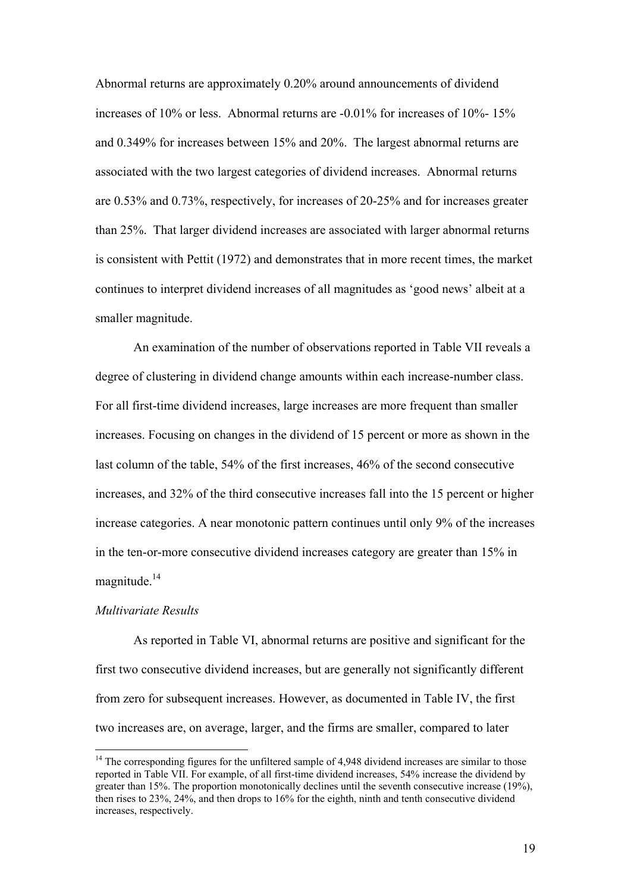Abnormal returns are approximately 0.20% around announcements of dividend increases of 10% or less. Abnormal returns are -0.01% for increases of 10%- 15% and 0.349% for increases between 15% and 20%. The largest abnormal returns are associated with the two largest categories of dividend increases. Abnormal returns are 0.53% and 0.73%, respectively, for increases of 20-25% and for increases greater than 25%. That larger dividend increases are associated with larger abnormal returns is consistent with Pettit (1972) and demonstrates that in more recent times, the market continues to interpret dividend increases of all magnitudes as 'good news' albeit at a smaller magnitude.

An examination of the number of observations reported in Table VII reveals a degree of clustering in dividend change amounts within each increase-number class. For all first-time dividend increases, large increases are more frequent than smaller increases. Focusing on changes in the dividend of 15 percent or more as shown in the last column of the table, 54% of the first increases, 46% of the second consecutive increases, and 32% of the third consecutive increases fall into the 15 percent or higher increase categories. A near monotonic pattern continues until only 9% of the increases in the ten-or-more consecutive dividend increases category are greater than 15% in magnitude.[14]

*Multivariate Results*

As reported in Table VI, abnormal returns are positive and significant for the first two consecutive dividend increases, but are generally not significantly different from zero for subsequent increases. However, as documented in Table IV, the first two increases are, on average, larger, and the firms are smaller, compared to later

[14] The corresponding figures for the unfiltered sample of 4,948 dividend increases are similar to those reported in Table VII. For example, of all first-time dividend increases, 54% increase the dividend by greater than 15%. The proportion monotonically declines until the seventh consecutive increase (19%), then rises to 23%, 24%, and then drops to 16% for the eighth, ninth and tenth consecutive dividend increases, respectively.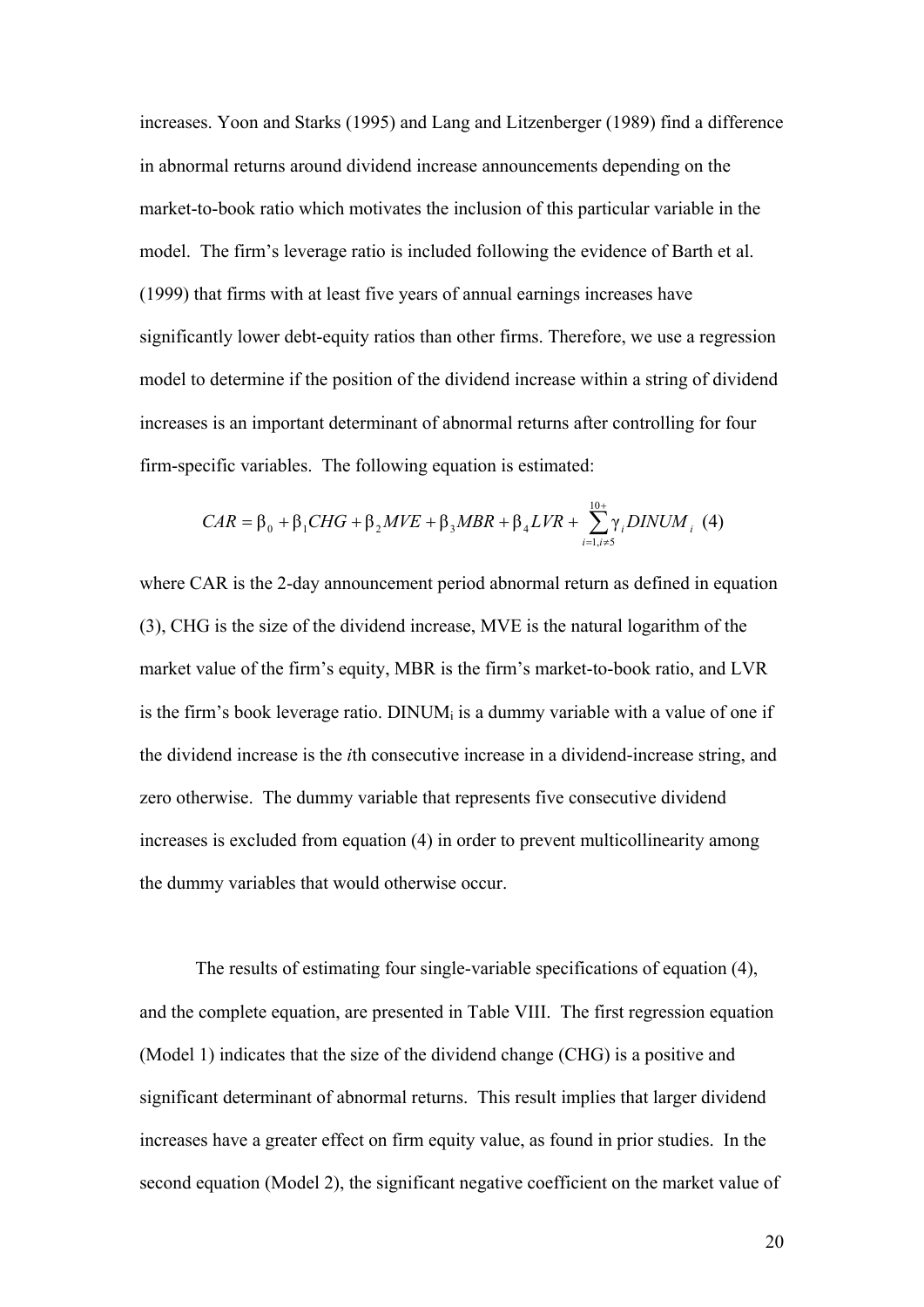increases. Yoon and Starks (1995) and Lang and Litzenberger (1989) find a difference in abnormal returns around dividend increase announcements depending on the market-to-book ratio which motivates the inclusion of this particular variable in the model. The firm's leverage ratio is included following the evidence of Barth et al. (1999) that firms with at least five years of annual earnings increases have significantly lower debt-equity ratios than other firms. Therefore, we use a regression model to determine if the position of the dividend increase within a string of dividend increases is an important determinant of abnormal returns after controlling for four firm-specific variables. The following equation is estimated:

$$CAR = \beta_0 + \beta_1 CHG + \beta_2 MVE + \beta_3 MBR + \beta_4 LVR + \sum_{i=1, i\neq 5}^{10+} \gamma_i DINUM_i \quad (4)$$

where CAR is the 2-day announcement period abnormal return as defined in equation (3), CHG is the size of the dividend increase, MVE is the natural logarithm of the market value of the firm's equity, MBR is the firm's market-to-book ratio, and LVR is the firm's book leverage ratio. $DINUM_i$ is a dummy variable with a value of one if the dividend increase is the *i*th consecutive increase in a dividend-increase string, and zero otherwise. The dummy variable that represents five consecutive dividend increases is excluded from equation (4) in order to prevent multicollinearity among the dummy variables that would otherwise occur.

The results of estimating four single-variable specifications of equation (4), and the complete equation, are presented in Table VIII. The first regression equation (Model 1) indicates that the size of the dividend change (CHG) is a positive and significant determinant of abnormal returns. This result implies that larger dividend increases have a greater effect on firm equity value, as found in prior studies. In the second equation (Model 2), the significant negative coefficient on the market value of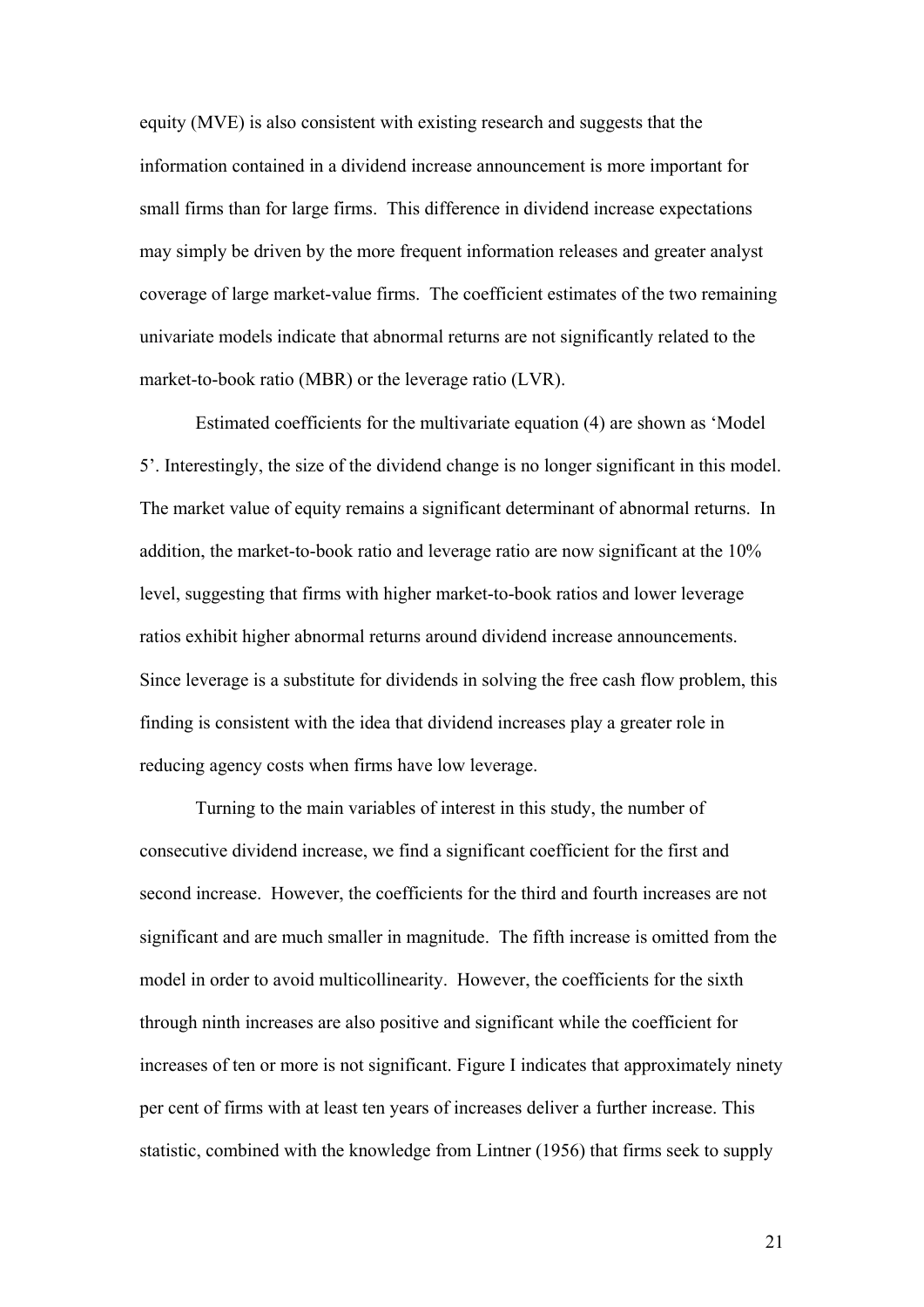equity (MVE) is also consistent with existing research and suggests that the information contained in a dividend increase announcement is more important for small firms than for large firms. This difference in dividend increase expectations may simply be driven by the more frequent information releases and greater analyst coverage of large market-value firms. The coefficient estimates of the two remaining univariate models indicate that abnormal returns are not significantly related to the market-to-book ratio (MBR) or the leverage ratio (LVR).

Estimated coefficients for the multivariate equation (4) are shown as 'Model 5'. Interestingly, the size of the dividend change is no longer significant in this model. The market value of equity remains a significant determinant of abnormal returns. In addition, the market-to-book ratio and leverage ratio are now significant at the 10% level, suggesting that firms with higher market-to-book ratios and lower leverage ratios exhibit higher abnormal returns around dividend increase announcements. Since leverage is a substitute for dividends in solving the free cash flow problem, this finding is consistent with the idea that dividend increases play a greater role in reducing agency costs when firms have low leverage.

Turning to the main variables of interest in this study, the number of consecutive dividend increase, we find a significant coefficient for the first and second increase. However, the coefficients for the third and fourth increases are not significant and are much smaller in magnitude. The fifth increase is omitted from the model in order to avoid multicollinearity. However, the coefficients for the sixth through ninth increases are also positive and significant while the coefficient for increases of ten or more is not significant. Figure I indicates that approximately ninety per cent of firms with at least ten years of increases deliver a further increase. This statistic, combined with the knowledge from Lintner (1956) that firms seek to supply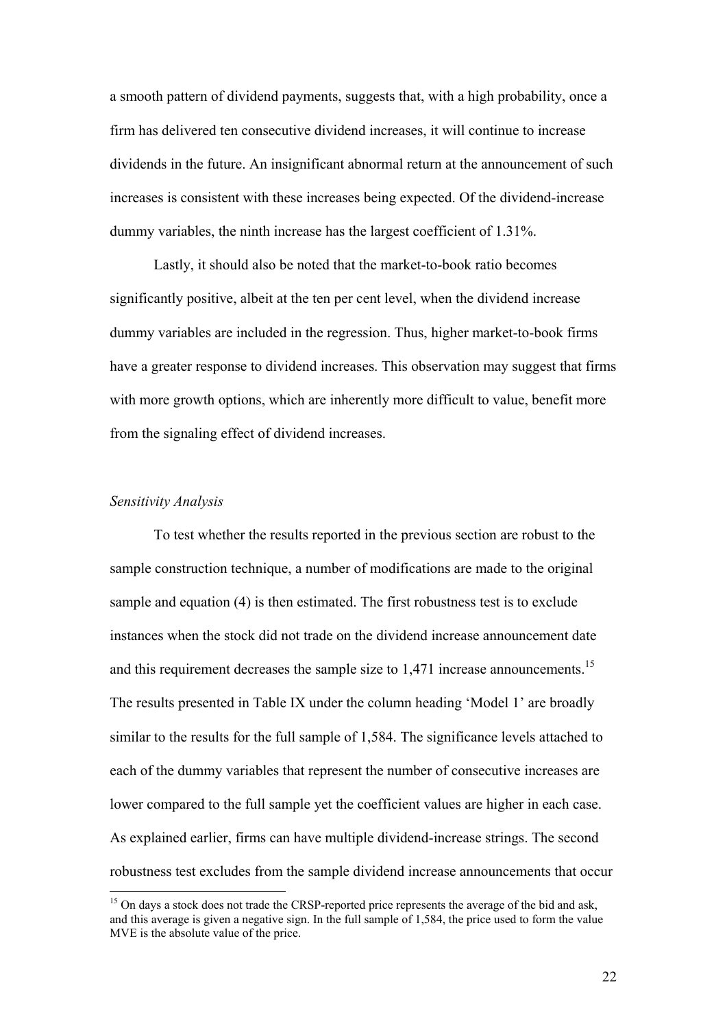a smooth pattern of dividend payments, suggests that, with a high probability, once a firm has delivered ten consecutive dividend increases, it will continue to increase dividends in the future. An insignificant abnormal return at the announcement of such increases is consistent with these increases being expected. Of the dividend-increase dummy variables, the ninth increase has the largest coefficient of 1.31%.

Lastly, it should also be noted that the market-to-book ratio becomes significantly positive, albeit at the ten per cent level, when the dividend increase dummy variables are included in the regression. Thus, higher market-to-book firms have a greater response to dividend increases. This observation may suggest that firms with more growth options, which are inherently more difficult to value, benefit more from the signaling effect of dividend increases.

*Sensitivity Analysis*

To test whether the results reported in the previous section are robust to the sample construction technique, a number of modifications are made to the original sample and equation (4) is then estimated. The first robustness test is to exclude instances when the stock did not trade on the dividend increase announcement date and this requirement decreases the sample size to 1,471 increase announcements.[15] The results presented in Table IX under the column heading 'Model 1' are broadly similar to the results for the full sample of 1,584. The significance levels attached to each of the dummy variables that represent the number of consecutive increases are lower compared to the full sample yet the coefficient values are higher in each case. As explained earlier, firms can have multiple dividend-increase strings. The second robustness test excludes from the sample dividend increase announcements that occur

[15] On days a stock does not trade the CRSP-reported price represents the average of the bid and ask, and this average is given a negative sign. In the full sample of 1,584, the price used to form the value MVE is the absolute value of the price.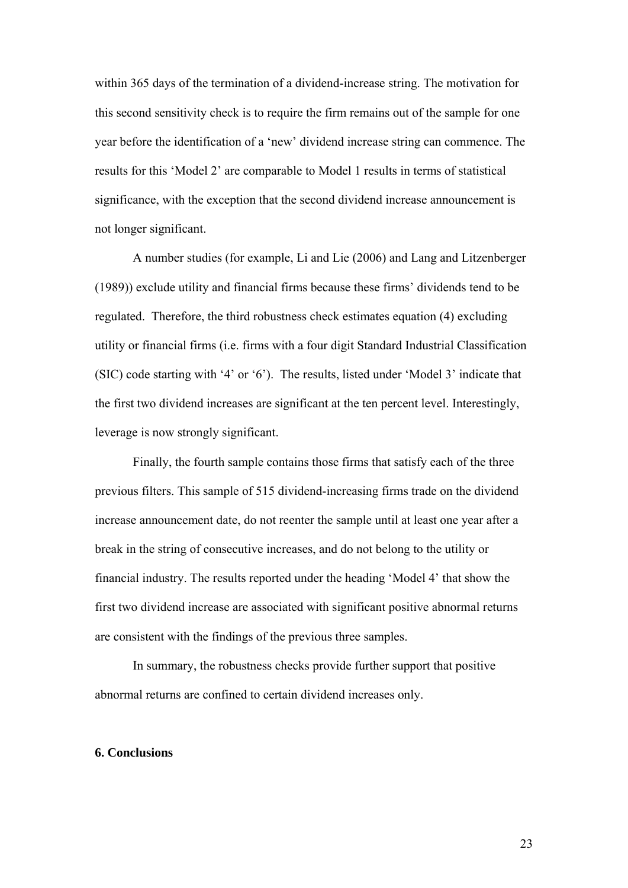within 365 days of the termination of a dividend-increase string. The motivation for this second sensitivity check is to require the firm remains out of the sample for one year before the identification of a 'new' dividend increase string can commence. The results for this 'Model 2' are comparable to Model 1 results in terms of statistical significance, with the exception that the second dividend increase announcement is not longer significant.

A number studies (for example, Li and Lie (2006) and Lang and Litzenberger (1989)) exclude utility and financial firms because these firms' dividends tend to be regulated. Therefore, the third robustness check estimates equation (4) excluding utility or financial firms (i.e. firms with a four digit Standard Industrial Classification (SIC) code starting with '4' or '6'). The results, listed under 'Model 3' indicate that the first two dividend increases are significant at the ten percent level. Interestingly, leverage is now strongly significant.

Finally, the fourth sample contains those firms that satisfy each of the three previous filters. This sample of 515 dividend-increasing firms trade on the dividend increase announcement date, do not reenter the sample until at least one year after a break in the string of consecutive increases, and do not belong to the utility or financial industry. The results reported under the heading 'Model 4' that show the first two dividend increase are associated with significant positive abnormal returns are consistent with the findings of the previous three samples.

In summary, the robustness checks provide further support that positive abnormal returns are confined to certain dividend increases only.

## 6. Conclusions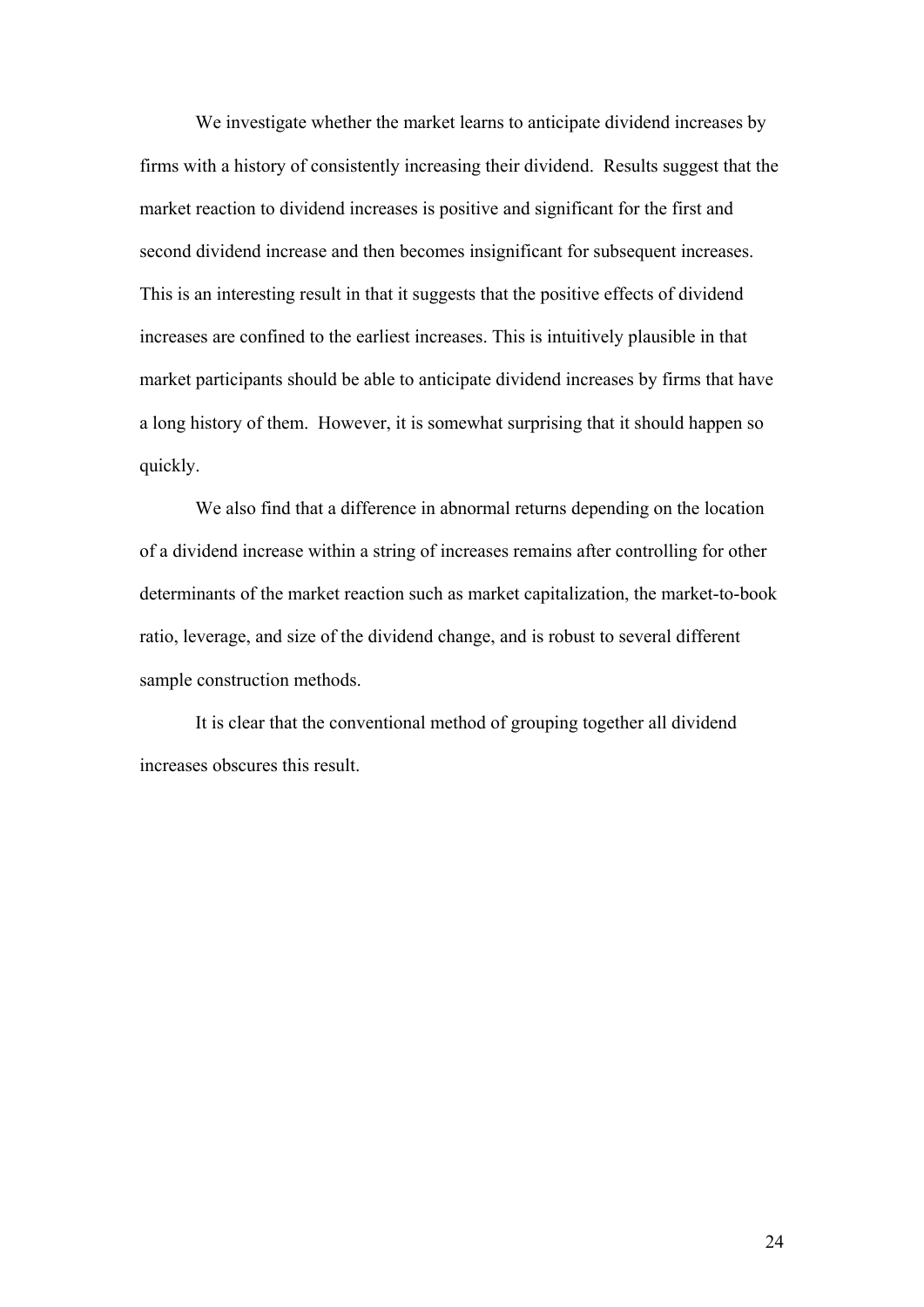We investigate whether the market learns to anticipate dividend increases by firms with a history of consistently increasing their dividend. Results suggest that the market reaction to dividend increases is positive and significant for the first and second dividend increase and then becomes insignificant for subsequent increases. This is an interesting result in that it suggests that the positive effects of dividend increases are confined to the earliest increases. This is intuitively plausible in that market participants should be able to anticipate dividend increases by firms that have a long history of them. However, it is somewhat surprising that it should happen so quickly.

We also find that a difference in abnormal returns depending on the location of a dividend increase within a string of increases remains after controlling for other determinants of the market reaction such as market capitalization, the market-to-book ratio, leverage, and size of the dividend change, and is robust to several different sample construction methods.

It is clear that the conventional method of grouping together all dividend increases obscures this result.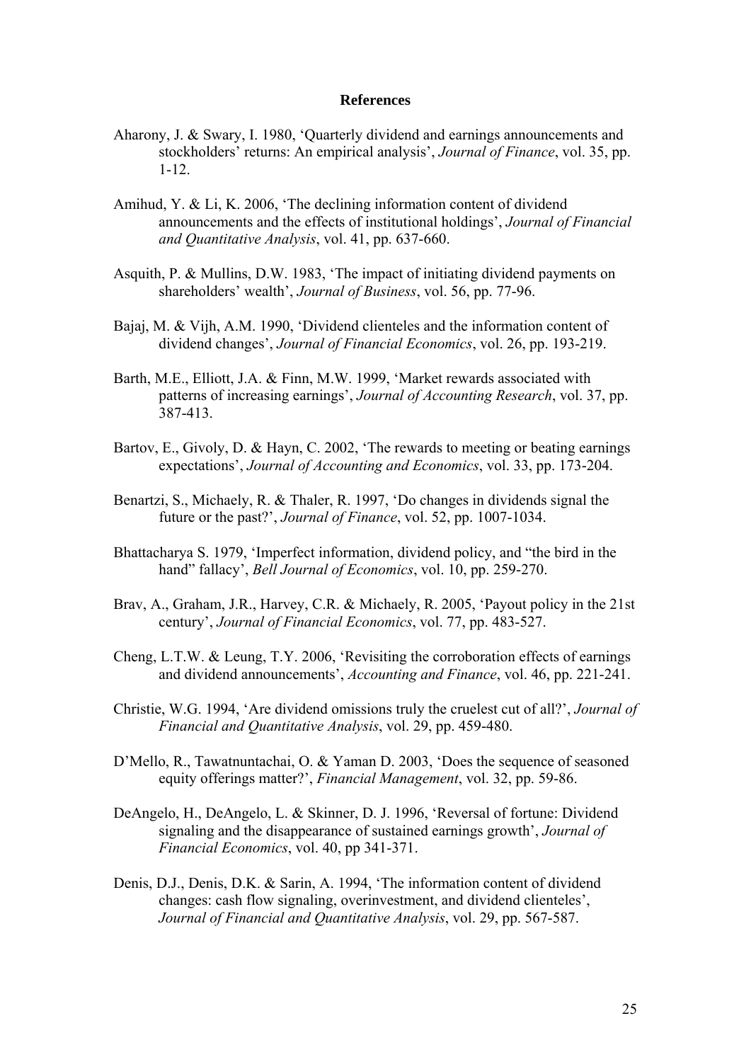## References

Aharony, J. & Swary, I. 1980, 'Quarterly dividend and earnings announcements and stockholders' returns: An empirical analysis', *Journal of Finance*, vol. 35, pp. 1-12.

Amihud, Y. & Li, K. 2006, 'The declining information content of dividend announcements and the effects of institutional holdings', *Journal of Financial and Quantitative Analysis*, vol. 41, pp. 637-660.

Asquith, P. & Mullins, D.W. 1983, 'The impact of initiating dividend payments on shareholders' wealth', *Journal of Business*, vol. 56, pp. 77-96.

Bajaj, M. & Vijh, A.M. 1990, 'Dividend clienteles and the information content of dividend changes', *Journal of Financial Economics*, vol. 26, pp. 193-219.

Barth, M.E., Elliott, J.A. & Finn, M.W. 1999, 'Market rewards associated with patterns of increasing earnings', *Journal of Accounting Research*, vol. 37, pp. 387-413.

Bartov, E., Givoly, D. & Hayn, C. 2002, 'The rewards to meeting or beating earnings expectations', *Journal of Accounting and Economics*, vol. 33, pp. 173-204.

Benartzi, S., Michaely, R. & Thaler, R. 1997, 'Do changes in dividends signal the future or the past?', *Journal of Finance*, vol. 52, pp. 1007-1034.

Bhattacharya S. 1979, 'Imperfect information, dividend policy, and "the bird in the hand" fallacy', *Bell Journal of Economics*, vol. 10, pp. 259-270.

Brav, A., Graham, J.R., Harvey, C.R. & Michaely, R. 2005, 'Payout policy in the 21st century', *Journal of Financial Economics*, vol. 77, pp. 483-527.

Cheng, L.T.W. & Leung, T.Y. 2006, 'Revisiting the corroboration effects of earnings and dividend announcements', *Accounting and Finance*, vol. 46, pp. 221-241.

Christie, W.G. 1994, 'Are dividend omissions truly the cruelest cut of all?', *Journal of Financial and Quantitative Analysis*, vol. 29, pp. 459-480.

D'Mello, R., Tawatnuntachai, O. & Yaman D. 2003, 'Does the sequence of seasoned equity offerings matter?', *Financial Management*, vol. 32, pp. 59-86.

DeAngelo, H., DeAngelo, L. & Skinner, D. J. 1996, 'Reversal of fortune: Dividend signaling and the disappearance of sustained earnings growth', *Journal of Financial Economics*, vol. 40, pp 341-371.

Denis, D.J., Denis, D.K. & Sarin, A. 1994, 'The information content of dividend changes: cash flow signaling, overinvestment, and dividend clienteles', *Journal of Financial and Quantitative Analysis*, vol. 29, pp. 567-587.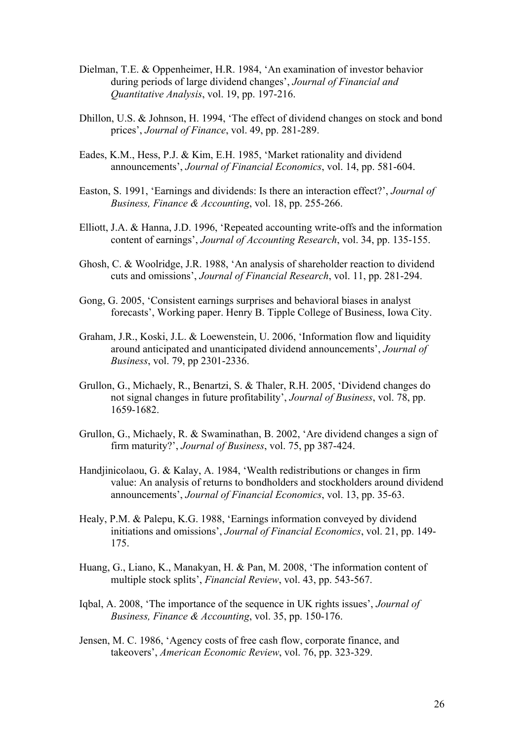Dielman, T.E. & Oppenheimer, H.R. 1984, 'An examination of investor behavior during periods of large dividend changes', *Journal of Financial and Quantitative Analysis*, vol. 19, pp. 197-216.

Dhillon, U.S. & Johnson, H. 1994, 'The effect of dividend changes on stock and bond prices', *Journal of Finance*, vol. 49, pp. 281-289.

Eades, K.M., Hess, P.J. & Kim, E.H. 1985, 'Market rationality and dividend announcements', *Journal of Financial Economics*, vol. 14, pp. 581-604.

Easton, S. 1991, 'Earnings and dividends: Is there an interaction effect?', *Journal of Business, Finance & Accounting*, vol. 18, pp. 255-266.

Elliott, J.A. & Hanna, J.D. 1996, 'Repeated accounting write-offs and the information content of earnings', *Journal of Accounting Research*, vol. 34, pp. 135-155.

Ghosh, C. & Woolridge, J.R. 1988, 'An analysis of shareholder reaction to dividend cuts and omissions', *Journal of Financial Research*, vol. 11, pp. 281-294.

Gong, G. 2005, 'Consistent earnings surprises and behavioral biases in analyst forecasts', Working paper. Henry B. Tipple College of Business, Iowa City.

Graham, J.R., Koski, J.L. & Loewenstein, U. 2006, 'Information flow and liquidity around anticipated and unanticipated dividend announcements', *Journal of Business*, vol. 79, pp 2301-2336.

Grullon, G., Michaely, R., Benartzi, S. & Thaler, R.H. 2005, 'Dividend changes do not signal changes in future profitability', *Journal of Business*, vol. 78, pp. 1659-1682.

Grullon, G., Michaely, R. & Swaminathan, B. 2002, 'Are dividend changes a sign of firm maturity?', *Journal of Business*, vol. 75, pp 387-424.

Handjinicolaou, G. & Kalay, A. 1984, 'Wealth redistributions or changes in firm value: An analysis of returns to bondholders and stockholders around dividend announcements', *Journal of Financial Economics*, vol. 13, pp. 35-63.

Healy, P.M. & Palepu, K.G. 1988, 'Earnings information conveyed by dividend initiations and omissions', *Journal of Financial Economics*, vol. 21, pp. 149-175.

Huang, G., Liano, K., Manakyan, H. & Pan, M. 2008, 'The information content of multiple stock splits', *Financial Review*, vol. 43, pp. 543-567.

Iqbal, A. 2008, 'The importance of the sequence in UK rights issues', *Journal of Business, Finance & Accounting*, vol. 35, pp. 150-176.

Jensen, M. C. 1986, 'Agency costs of free cash flow, corporate finance, and takeovers', *American Economic Review*, vol. 76, pp. 323-329.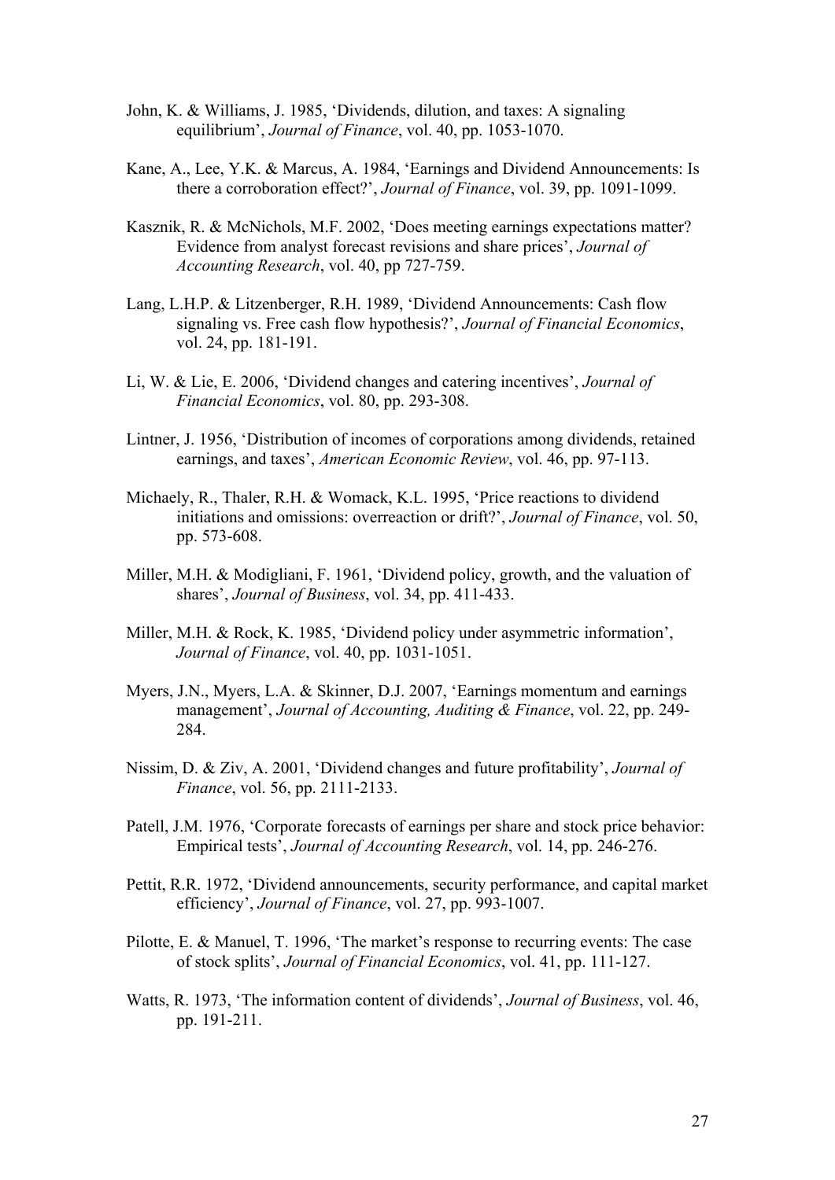John, K. & Williams, J. 1985, 'Dividends, dilution, and taxes: A signaling equilibrium', *Journal of Finance*, vol. 40, pp. 1053-1070.

Kane, A., Lee, Y.K. & Marcus, A. 1984, 'Earnings and Dividend Announcements: Is there a corroboration effect?', *Journal of Finance*, vol. 39, pp. 1091-1099.

Kasznik, R. & McNichols, M.F. 2002, 'Does meeting earnings expectations matter? Evidence from analyst forecast revisions and share prices', *Journal of Accounting Research*, vol. 40, pp 727-759.

Lang, L.H.P. & Litzenberger, R.H. 1989, 'Dividend Announcements: Cash flow signaling vs. Free cash flow hypothesis?', *Journal of Financial Economics*, vol. 24, pp. 181-191.

Li, W. & Lie, E. 2006, 'Dividend changes and catering incentives', *Journal of Financial Economics*, vol. 80, pp. 293-308.

Lintner, J. 1956, 'Distribution of incomes of corporations among dividends, retained earnings, and taxes', *American Economic Review*, vol. 46, pp. 97-113.

Michaely, R., Thaler, R.H. & Womack, K.L. 1995, 'Price reactions to dividend initiations and omissions: overreaction or drift?', *Journal of Finance*, vol. 50, pp. 573-608.

Miller, M.H. & Modigliani, F. 1961, 'Dividend policy, growth, and the valuation of shares', *Journal of Business*, vol. 34, pp. 411-433.

Miller, M.H. & Rock, K. 1985, 'Dividend policy under asymmetric information', *Journal of Finance*, vol. 40, pp. 1031-1051.

Myers, J.N., Myers, L.A. & Skinner, D.J. 2007, 'Earnings momentum and earnings management', *Journal of Accounting, Auditing & Finance*, vol. 22, pp. 249-284.

Nissim, D. & Ziv, A. 2001, 'Dividend changes and future profitability', *Journal of Finance*, vol. 56, pp. 2111-2133.

Patell, J.M. 1976, 'Corporate forecasts of earnings per share and stock price behavior: Empirical tests', *Journal of Accounting Research*, vol. 14, pp. 246-276.

Pettit, R.R. 1972, 'Dividend announcements, security performance, and capital market efficiency', *Journal of Finance*, vol. 27, pp. 993-1007.

Pilotte, E. & Manuel, T. 1996, 'The market's response to recurring events: The case of stock splits', *Journal of Financial Economics*, vol. 41, pp. 111-127.

Watts, R. 1973, 'The information content of dividends', *Journal of Business*, vol. 46, pp. 191-211.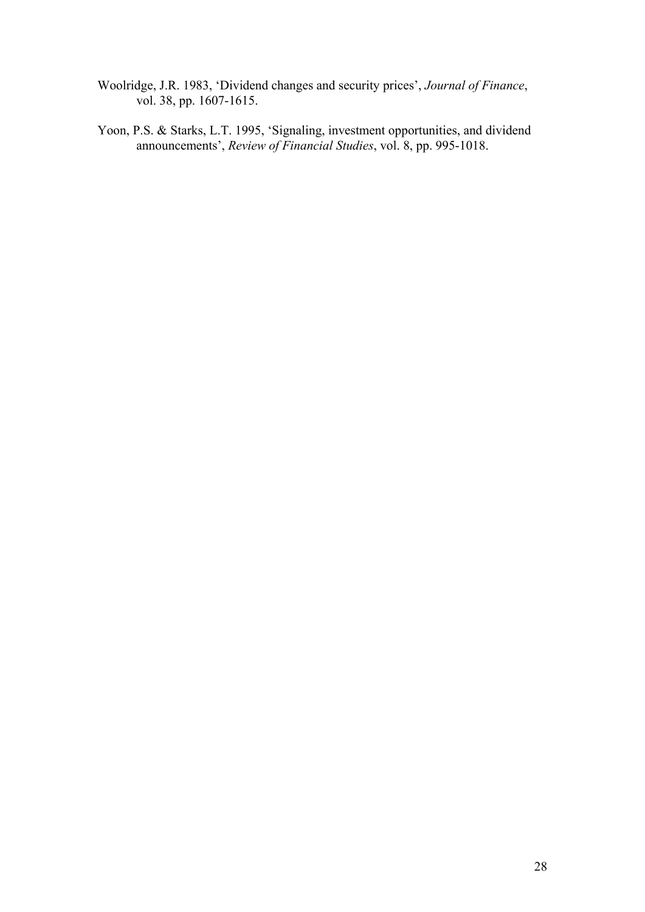Woolridge, J.R. 1983, 'Dividend changes and security prices', *Journal of Finance*, vol. 38, pp. 1607-1615.

Yoon, P.S. & Starks, L.T. 1995, 'Signaling, investment opportunities, and dividend announcements', *Review of Financial Studies*, vol. 8, pp. 995-1018.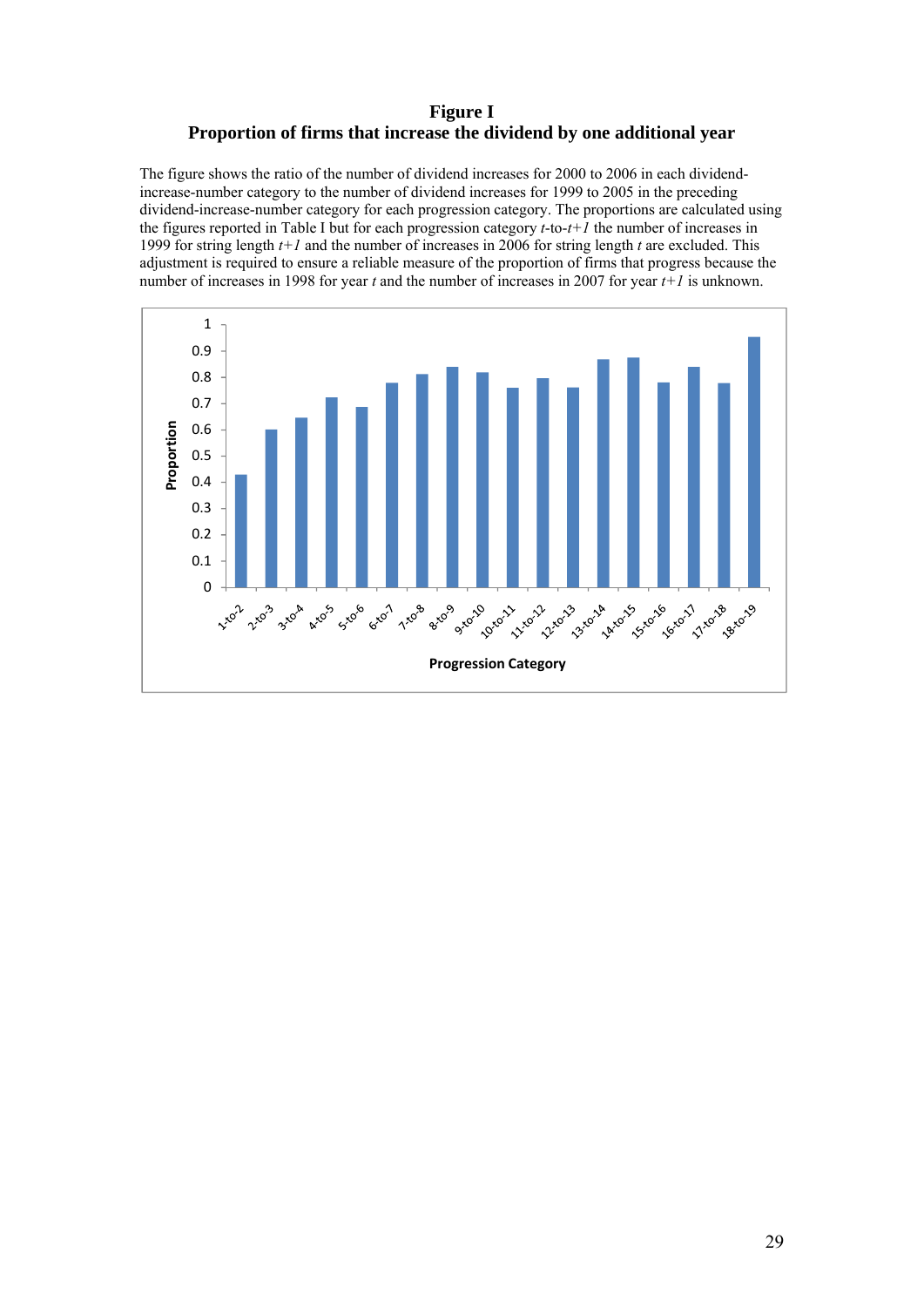**Figure I**
**Proportion of firms that increase the dividend by one additional year**

The figure shows the ratio of the number of dividend increases for 2000 to 2006 in each dividend-increase-number category to the number of dividend increases for 1999 to 2005 in the preceding dividend-increase-number category for each progression category. The proportions are calculated using the figures reported in Table I but for each progression category *t*-to-*t+1* the number of increases in 1999 for string length *t+1* and the number of increases in 2006 for string length *t* are excluded. This adjustment is required to ensure a reliable measure of the proportion of firms that progress because the number of increases in 1998 for year *t* and the number of increases in 2007 for year *t+1* is unknown.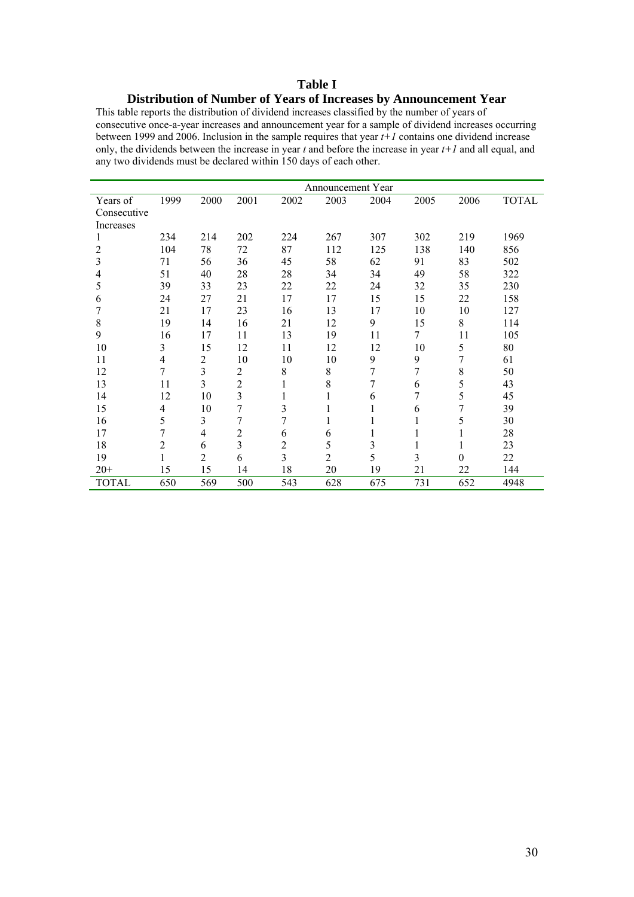# Table I

## Distribution of Number of Years of Increases by Announcement Year

This table reports the distribution of dividend increases classified by the number of years of consecutive once-a-year increases and announcement year for a sample of dividend increases occurring between 1999 and 2006. Inclusion in the sample requires that year $t+1$ contains one dividend increase only, the dividends between the increase in year $t$ and before the increase in year $t+1$ and all equal, and any two dividends must be declared within 150 days of each other.

| | Announcement Year | | | | | | | | |
|---|---|---|---|---|---|---|---|---|---|
| Years of Consecutive Increases | 1999 | 2000 | 2001 | 2002 | 2003 | 2004 | 2005 | 2006 | TOTAL |
| 1 | 234 | 214 | 202 | 224 | 267 | 307 | 302 | 219 | 1969 |
| 2 | 104 | 78 | 72 | 87 | 112 | 125 | 138 | 140 | 856 |
| 3 | 71 | 56 | 36 | 45 | 58 | 62 | 91 | 83 | 502 |
| 4 | 51 | 40 | 28 | 28 | 34 | 34 | 49 | 58 | 322 |
| 5 | 39 | 33 | 23 | 22 | 22 | 24 | 32 | 35 | 230 |
| 6 | 24 | 27 | 21 | 17 | 17 | 15 | 15 | 22 | 158 |
| 7 | 21 | 17 | 23 | 16 | 13 | 17 | 10 | 10 | 127 |
| 8 | 19 | 14 | 16 | 21 | 12 | 9 | 15 | 8 | 114 |
| 9 | 16 | 17 | 11 | 13 | 19 | 11 | 7 | 11 | 105 |
| 10 | 3 | 15 | 12 | 11 | 12 | 12 | 10 | 5 | 80 |
| 11 | 4 | 2 | 10 | 10 | 10 | 9 | 9 | 7 | 61 |
| 12 | 7 | 3 | 2 | 8 | 8 | 7 | 7 | 8 | 50 |
| 13 | 11 | 3 | 2 | 1 | 8 | 7 | 6 | 5 | 43 |
| 14 | 12 | 10 | 3 | 1 | 1 | 6 | 7 | 5 | 45 |
| 15 | 4 | 10 | 7 | 3 | 1 | 1 | 6 | 7 | 39 |
| 16 | 5 | 3 | 7 | 7 | 1 | 1 | 1 | 5 | 30 |
| 17 | 7 | 4 | 2 | 6 | 6 | 1 | 1 | 1 | 28 |
| 18 | 2 | 6 | 3 | 2 | 5 | 3 | 1 | 1 | 23 |
| 19 | 1 | 2 | 6 | 3 | 2 | 5 | 3 | 0 | 22 |
| 20+ | 15 | 15 | 14 | 18 | 20 | 19 | 21 | 22 | 144 |
| TOTAL | 650 | 569 | 500 | 543 | 628 | 675 | 731 | 652 | 4948 |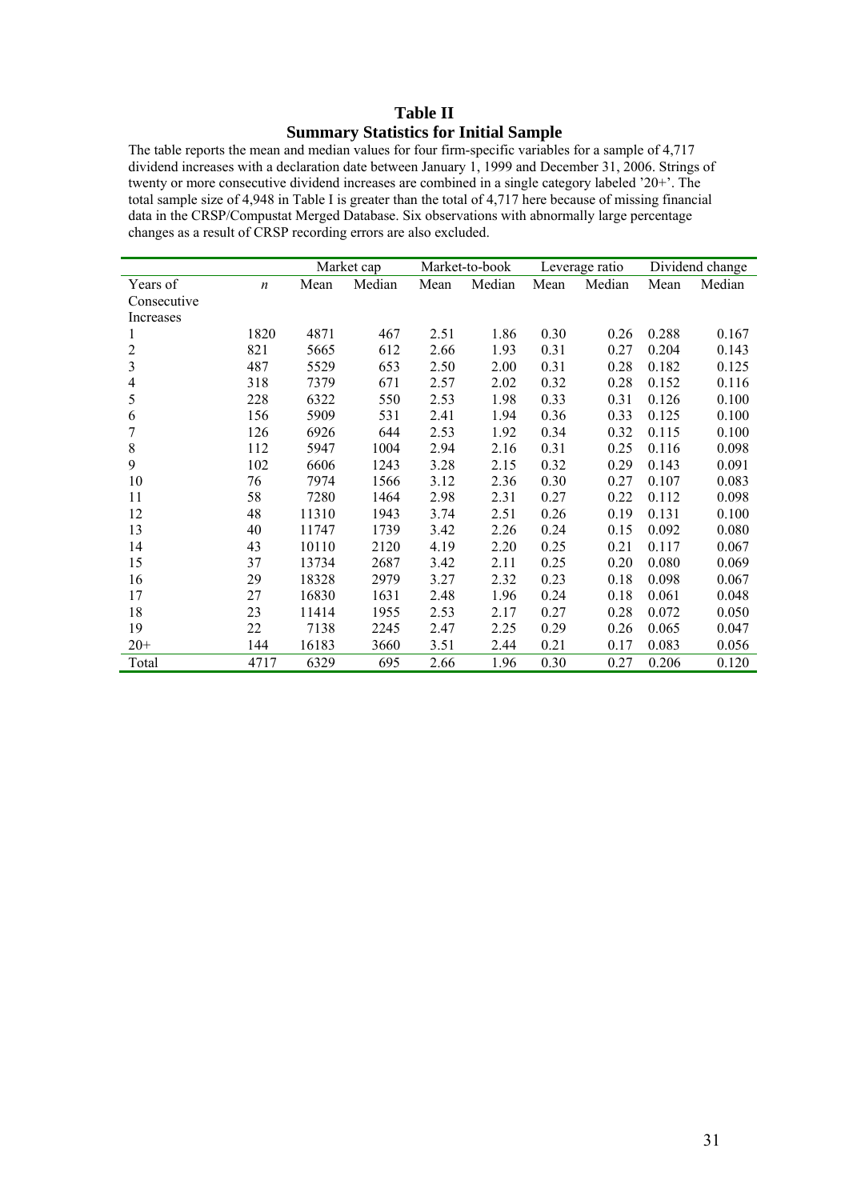# Table II
## Summary Statistics for Initial Sample

The table reports the mean and median values for four firm-specific variables for a sample of 4,717 dividend increases with a declaration date between January 1, 1999 and December 31, 2006. Strings of twenty or more consecutive dividend increases are combined in a single category labeled '20+'. The total sample size of 4,948 in Table I is greater than the total of 4,717 here because of missing financial data in the CRSP/Compustat Merged Database. Six observations with abnormally large percentage changes as a result of CRSP recording errors are also excluded.

| | | Market cap | | Market-to-book | | Leverage ratio | | Dividend change | |
|---|---|---|---|---|---|---|---|---|---|
| Years of Consecutive Increases | *n* | Mean | Median | Mean | Median | Mean | Median | Mean | Median |
| 1 | 1820 | 4871 | 467 | 2.51 | 1.86 | 0.30 | 0.26 | 0.288 | 0.167 |
| 2 | 821 | 5665 | 612 | 2.66 | 1.93 | 0.31 | 0.27 | 0.204 | 0.143 |
| 3 | 487 | 5529 | 653 | 2.50 | 2.00 | 0.31 | 0.28 | 0.182 | 0.125 |
| 4 | 318 | 7379 | 671 | 2.57 | 2.02 | 0.32 | 0.28 | 0.152 | 0.116 |
| 5 | 228 | 6322 | 550 | 2.53 | 1.98 | 0.33 | 0.31 | 0.126 | 0.100 |
| 6 | 156 | 5909 | 531 | 2.41 | 1.94 | 0.36 | 0.33 | 0.125 | 0.100 |
| 7 | 126 | 6926 | 644 | 2.53 | 1.92 | 0.34 | 0.32 | 0.115 | 0.100 |
| 8 | 112 | 5947 | 1004 | 2.94 | 2.16 | 0.31 | 0.25 | 0.116 | 0.098 |
| 9 | 102 | 6606 | 1243 | 3.28 | 2.15 | 0.32 | 0.29 | 0.143 | 0.091 |
| 10 | 76 | 7974 | 1566 | 3.12 | 2.36 | 0.30 | 0.27 | 0.107 | 0.083 |
| 11 | 58 | 7280 | 1464 | 2.98 | 2.31 | 0.27 | 0.22 | 0.112 | 0.098 |
| 12 | 48 | 11310 | 1943 | 3.74 | 2.51 | 0.26 | 0.19 | 0.131 | 0.100 |
| 13 | 40 | 11747 | 1739 | 3.42 | 2.26 | 0.24 | 0.15 | 0.092 | 0.080 |
| 14 | 43 | 10110 | 2120 | 4.19 | 2.20 | 0.25 | 0.21 | 0.117 | 0.067 |
| 15 | 37 | 13734 | 2687 | 3.42 | 2.11 | 0.25 | 0.20 | 0.080 | 0.069 |
| 16 | 29 | 18328 | 2979 | 3.27 | 2.32 | 0.23 | 0.18 | 0.098 | 0.067 |
| 17 | 27 | 16830 | 1631 | 2.48 | 1.96 | 0.24 | 0.18 | 0.061 | 0.048 |
| 18 | 23 | 11414 | 1955 | 2.53 | 2.17 | 0.27 | 0.28 | 0.072 | 0.050 |
| 19 | 22 | 7138 | 2245 | 2.47 | 2.25 | 0.29 | 0.26 | 0.065 | 0.047 |
| 20+ | 144 | 16183 | 3660 | 3.51 | 2.44 | 0.21 | 0.17 | 0.083 | 0.056 |
| Total | 4717 | 6329 | 695 | 2.66 | 1.96 | 0.30 | 0.27 | 0.206 | 0.120 |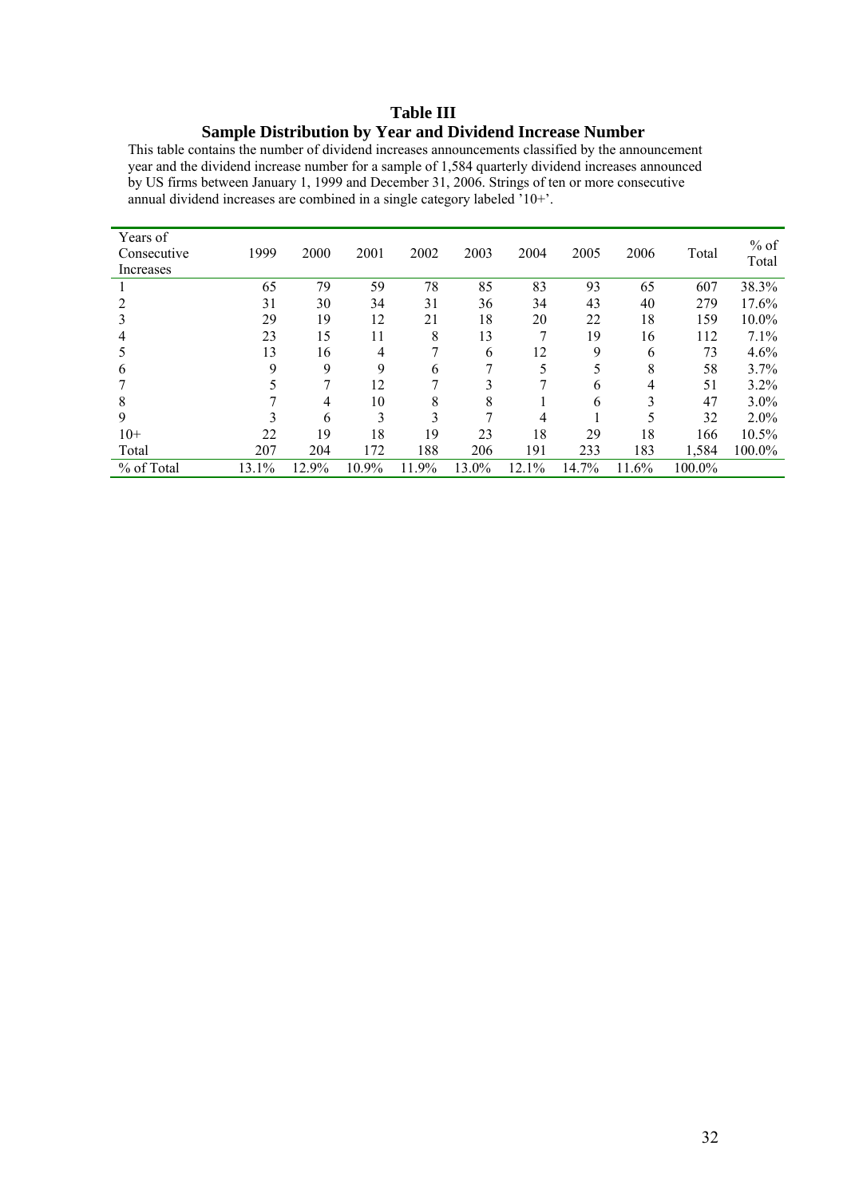# Table III

## Sample Distribution by Year and Dividend Increase Number

This table contains the number of dividend increases announcements classified by the announcement year and the dividend increase number for a sample of 1,584 quarterly dividend increases announced by US firms between January 1, 1999 and December 31, 2006. Strings of ten or more consecutive annual dividend increases are combined in a single category labeled '10+'.

| Years of Consecutive Increases | 1999 | 2000 | 2001 | 2002 | 2003 | 2004 | 2005 | 2006 | Total | % of Total |
|---|---|---|---|---|---|---|---|---|---|---|
| 1 | 65 | 79 | 59 | 78 | 85 | 83 | 93 | 65 | 607 | 38.3% |
| 2 | 31 | 30 | 34 | 31 | 36 | 34 | 43 | 40 | 279 | 17.6% |
| 3 | 29 | 19 | 12 | 21 | 18 | 20 | 22 | 18 | 159 | 10.0% |
| 4 | 23 | 15 | 11 | 8 | 13 | 7 | 19 | 16 | 112 | 7.1% |
| 5 | 13 | 16 | 4 | 7 | 6 | 12 | 9 | 6 | 73 | 4.6% |
| 6 | 9 | 9 | 9 | 6 | 7 | 5 | 5 | 8 | 58 | 3.7% |
| 7 | 5 | 7 | 12 | 7 | 3 | 7 | 6 | 4 | 51 | 3.2% |
| 8 | 7 | 4 | 10 | 8 | 8 | 1 | 6 | 3 | 47 | 3.0% |
| 9 | 3 | 6 | 3 | 3 | 7 | 4 | 1 | 5 | 32 | 2.0% |
| 10+ | 22 | 19 | 18 | 19 | 23 | 18 | 29 | 18 | 166 | 10.5% |
| Total | 207 | 204 | 172 | 188 | 206 | 191 | 233 | 183 | 1,584 | 100.0% |
| % of Total | 13.1% | 12.9% | 10.9% | 11.9% | 13.0% | 12.1% | 14.7% | 11.6% | 100.0% | |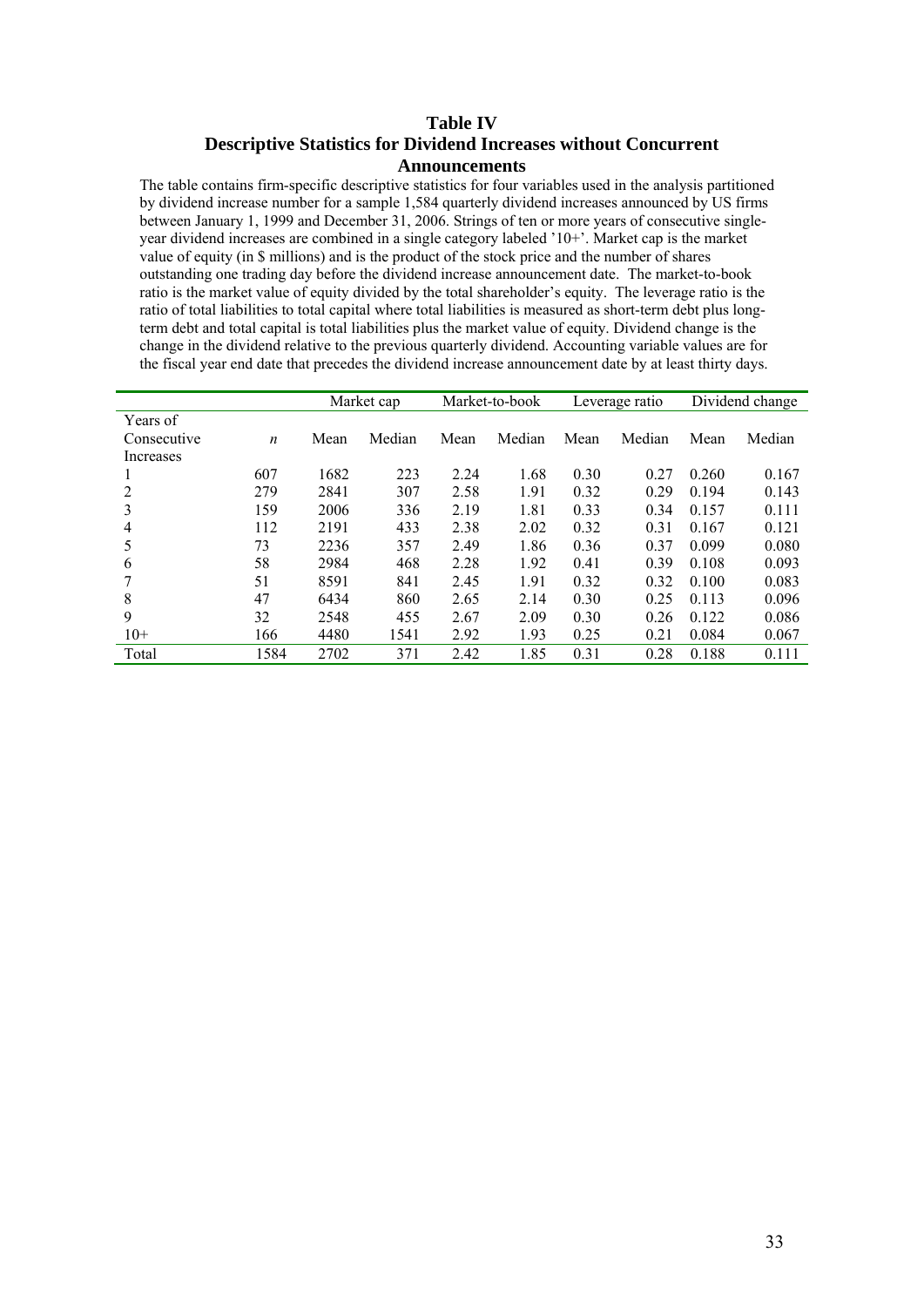# Table IV

## Descriptive Statistics for Dividend Increases without Concurrent Announcements

The table contains firm-specific descriptive statistics for four variables used in the analysis partitioned by dividend increase number for a sample 1,584 quarterly dividend increases announced by US firms between January 1, 1999 and December 31, 2006. Strings of ten or more years of consecutive single-year dividend increases are combined in a single category labeled '10+'. Market cap is the market value of equity (in $ millions) and is the product of the stock price and the number of shares outstanding one trading day before the dividend increase announcement date. The market-to-book ratio is the market value of equity divided by the total shareholder's equity. The leverage ratio is the ratio of total liabilities to total capital where total liabilities is measured as short-term debt plus long-term debt and total capital is total liabilities plus the market value of equity. Dividend change is the change in the dividend relative to the previous quarterly dividend. Accounting variable values are for the fiscal year end date that precedes the dividend increase announcement date by at least thirty days.

| | | Market cap | | Market-to-book | | Leverage ratio | | Dividend change | |
|---|---|---|---|---|---|---|---|---|---|
| Years of Consecutive Increases | *n* | Mean | Median | Mean | Median | Mean | Median | Mean | Median |
| 1 | 607 | 1682 | 223 | 2.24 | 1.68 | 0.30 | 0.27 | 0.260 | 0.167 |
| 2 | 279 | 2841 | 307 | 2.58 | 1.91 | 0.32 | 0.29 | 0.194 | 0.143 |
| 3 | 159 | 2006 | 336 | 2.19 | 1.81 | 0.33 | 0.34 | 0.157 | 0.111 |
| 4 | 112 | 2191 | 433 | 2.38 | 2.02 | 0.32 | 0.31 | 0.167 | 0.121 |
| 5 | 73 | 2236 | 357 | 2.49 | 1.86 | 0.36 | 0.37 | 0.099 | 0.080 |
| 6 | 58 | 2984 | 468 | 2.28 | 1.92 | 0.41 | 0.39 | 0.108 | 0.093 |
| 7 | 51 | 8591 | 841 | 2.45 | 1.91 | 0.32 | 0.32 | 0.100 | 0.083 |
| 8 | 47 | 6434 | 860 | 2.65 | 2.14 | 0.30 | 0.25 | 0.113 | 0.096 |
| 9 | 32 | 2548 | 455 | 2.67 | 2.09 | 0.30 | 0.26 | 0.122 | 0.086 |
| 10+ | 166 | 4480 | 1541 | 2.92 | 1.93 | 0.25 | 0.21 | 0.084 | 0.067 |
| Total | 1584 | 2702 | 371 | 2.42 | 1.85 | 0.31 | 0.28 | 0.188 | 0.111 |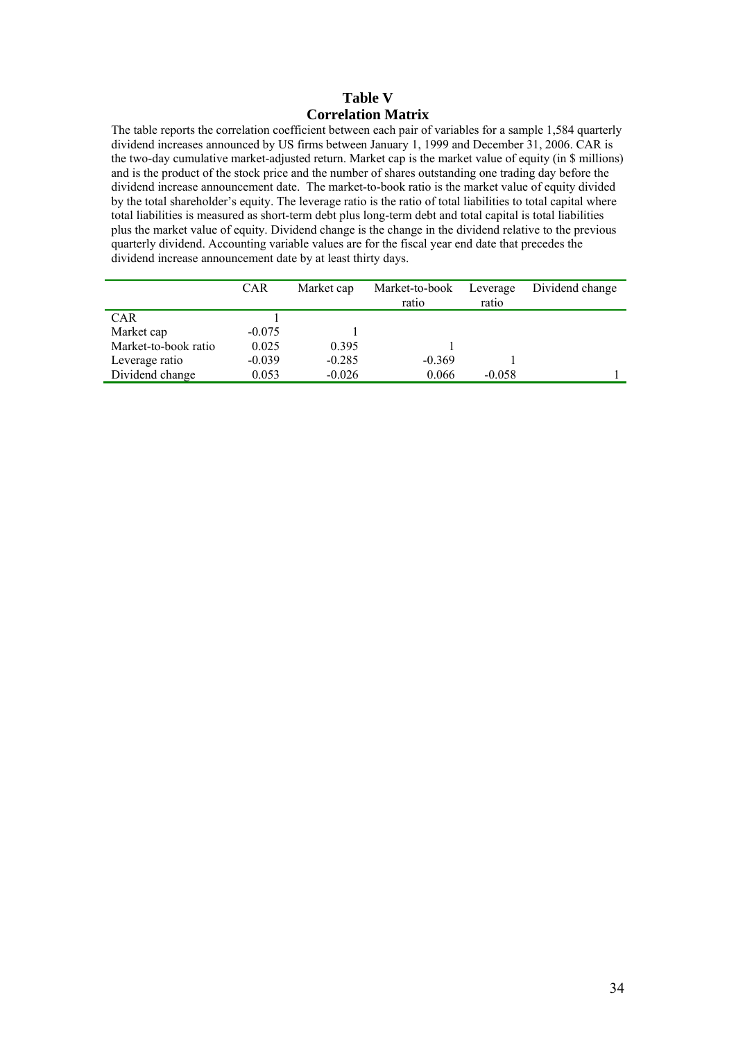# Table V
## Correlation Matrix

The table reports the correlation coefficient between each pair of variables for a sample 1,584 quarterly dividend increases announced by US firms between January 1, 1999 and December 31, 2006. CAR is the two-day cumulative market-adjusted return. Market cap is the market value of equity (in $ millions) and is the product of the stock price and the number of shares outstanding one trading day before the dividend increase announcement date. The market-to-book ratio is the market value of equity divided by the total shareholder's equity. The leverage ratio is the ratio of total liabilities to total capital where total liabilities is measured as short-term debt plus long-term debt and total capital is total liabilities plus the market value of equity. Dividend change is the change in the dividend relative to the previous quarterly dividend. Accounting variable values are for the fiscal year end date that precedes the dividend increase announcement date by at least thirty days.

| | CAR | Market cap | Market-to-book ratio | Leverage ratio | Dividend change |
|---|---|---|---|---|---|
| CAR | 1 | | | | |
| Market cap | -0.075 | 1 | | | |
| Market-to-book ratio | 0.025 | 0.395 | 1 | | |
| Leverage ratio | -0.039 | -0.285 | -0.369 | 1 | |
| Dividend change | 0.053 | -0.026 | 0.066 | -0.058 | 1 |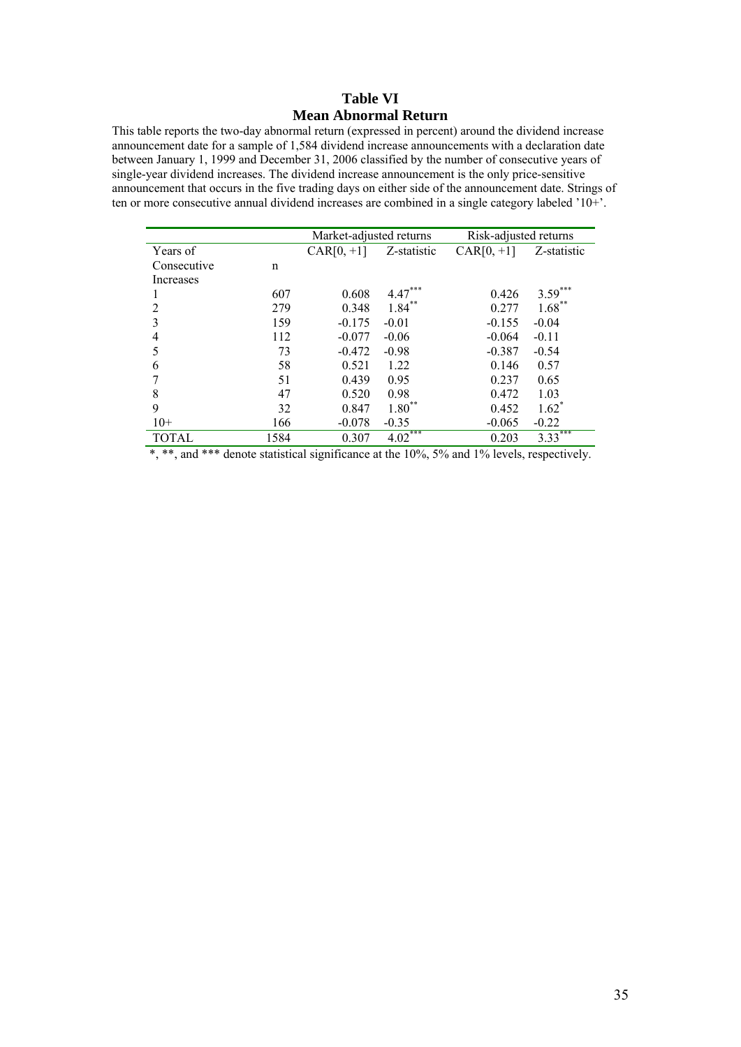# Table VI
## Mean Abnormal Return

This table reports the two-day abnormal return (expressed in percent) around the dividend increase announcement date for a sample of 1,584 dividend increase announcements with a declaration date between January 1, 1999 and December 31, 2006 classified by the number of consecutive years of single-year dividend increases. The dividend increase announcement is the only price-sensitive announcement that occurs in the five trading days on either side of the announcement date. Strings of ten or more consecutive annual dividend increases are combined in a single category labeled '10+'.

| | | Market-adjusted returns | | Risk-adjusted returns | |
|---|---|---|---|---|---|
| Years of Consecutive Increases | n | CAR[0, +1] | Z-statistic | CAR[0, +1] | Z-statistic |
| 1 | 607 | 0.608 | 4.47*** | 0.426 | 3.59*** |
| 2 | 279 | 0.348 | 1.84** | 0.277 | 1.68** |
| 3 | 159 | -0.175 | -0.01 | -0.155 | -0.04 |
| 4 | 112 | -0.077 | -0.06 | -0.064 | -0.11 |
| 5 | 73 | -0.472 | -0.98 | -0.387 | -0.54 |
| 6 | 58 | 0.521 | 1.22 | 0.146 | 0.57 |
| 7 | 51 | 0.439 | 0.95 | 0.237 | 0.65 |
| 8 | 47 | 0.520 | 0.98 | 0.472 | 1.03 |
| 9 | 32 | 0.847 | 1.80** | 0.452 | 1.62* |
| 10+ | 166 | -0.078 | -0.35 | -0.065 | -0.22 |
| TOTAL | 1584 | 0.307 | 4.02*** | 0.203 | 3.33*** |

*, **, and *** denote statistical significance at the 10%, 5% and 1% levels, respectively.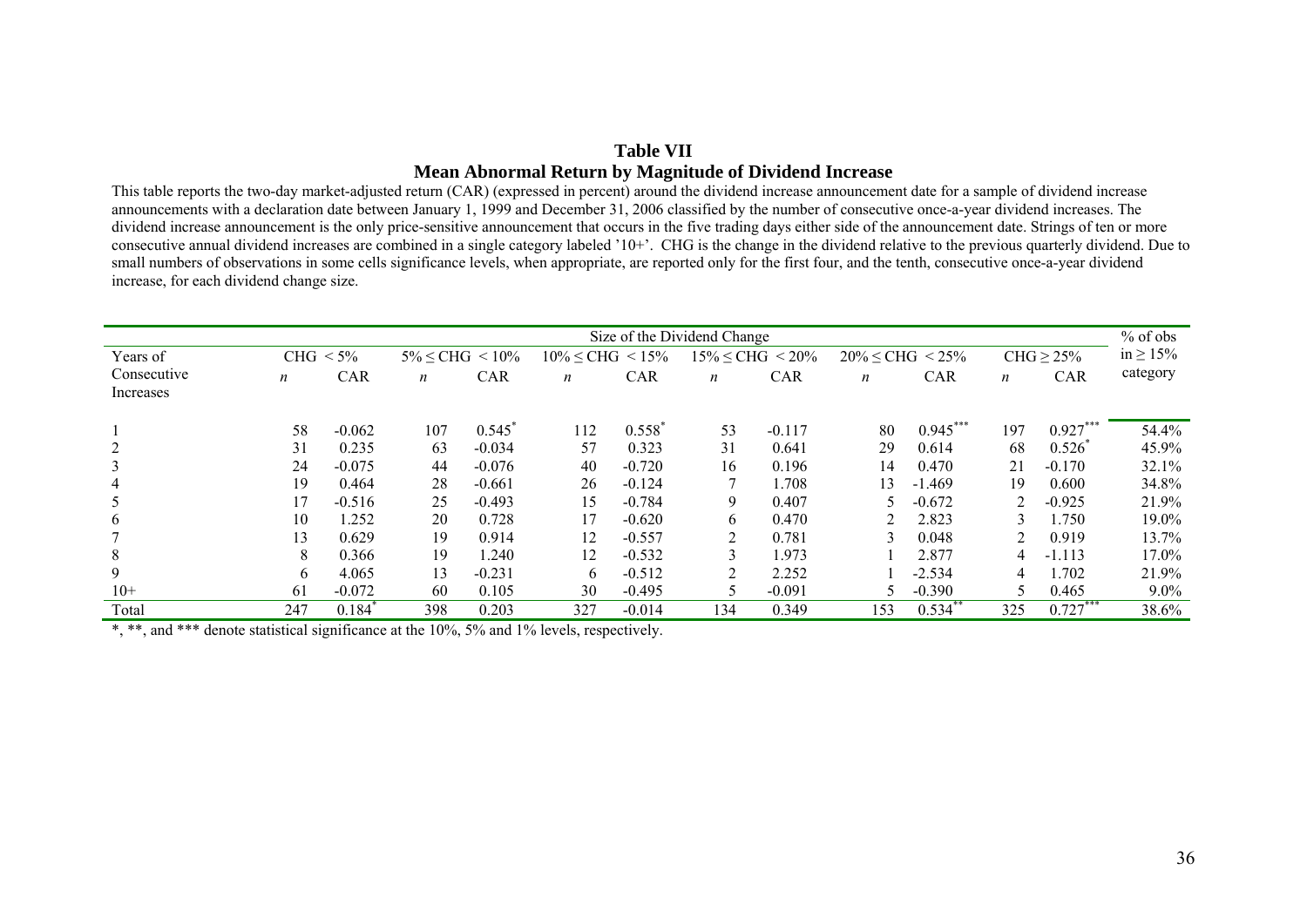**Table VII**

**Mean Abnormal Return by Magnitude of Dividend Increase**

This table reports the two-day market-adjusted return (CAR) (expressed in percent) around the dividend increase announcement date for a sample of dividend increase announcements with a declaration date between January 1, 1999 and December 31, 2006 classified by the number of consecutive once-a-year dividend increases. The dividend increase announcement is the only price-sensitive announcement that occurs in the five trading days either side of the announcement date. Strings of ten or more consecutive annual dividend increases are combined in a single category labeled '10+'. CHG is the change in the dividend relative to the previous quarterly dividend. Due to small numbers of observations in some cells significance levels, when appropriate, are reported only for the first four, and the tenth, consecutive once-a-year dividend increase, for each dividend change size.

| | Size of the Dividend Change | | | | | | | | | | | | % of obs |
|---|---|---|---|---|---|---|---|---|---|---|---|---|---|
| Years of | CHG < 5% | | 5% ≤ CHG < 10% | | 10% ≤ CHG < 15% | | 15% ≤ CHG < 20% | | 20% ≤ CHG < 25% | | CHG ≥ 25% | | in ≥ 15% |
| Consecutive Increases | *n* | CAR | *n* | CAR | *n* | CAR | *n* | CAR | *n* | CAR | *n* | CAR | category |
| 1 | 58 | -0.062 | 107 | 0.545* | 112 | 0.558* | 53 | -0.117 | 80 | 0.945*** | 197 | 0.927*** | 54.4% |
| 2 | 31 | 0.235 | 63 | -0.034 | 57 | 0.323 | 31 | 0.641 | 29 | 0.614 | 68 | 0.526* | 45.9% |
| 3 | 24 | -0.075 | 44 | -0.076 | 40 | -0.720 | 16 | 0.196 | 14 | 0.470 | 21 | -0.170 | 32.1% |
| 4 | 19 | 0.464 | 28 | -0.661 | 26 | -0.124 | 7 | 1.708 | 13 | -1.469 | 19 | 0.600 | 34.8% |
| 5 | 17 | -0.516 | 25 | -0.493 | 15 | -0.784 | 9 | 0.407 | 5 | -0.672 | 2 | -0.925 | 21.9% |
| 6 | 10 | 1.252 | 20 | 0.728 | 17 | -0.620 | 6 | 0.470 | 2 | 2.823 | 3 | 1.750 | 19.0% |
| 7 | 13 | 0.629 | 19 | 0.914 | 12 | -0.557 | 2 | 0.781 | 3 | 0.048 | 2 | 0.919 | 13.7% |
| 8 | 8 | 0.366 | 19 | 1.240 | 12 | -0.532 | 3 | 1.973 | 1 | 2.877 | 4 | -1.113 | 17.0% |
| 9 | 6 | 4.065 | 13 | -0.231 | 6 | -0.512 | 2 | 2.252 | 1 | -2.534 | 4 | 1.702 | 21.9% |
| 10+ | 61 | -0.072 | 60 | 0.105 | 30 | -0.495 | 5 | -0.091 | 5 | -0.390 | 5 | 0.465 | 9.0% |
| Total | 247 | 0.184* | 398 | 0.203 | 327 | -0.014 | 134 | 0.349 | 153 | 0.534** | 325 | 0.727*** | 38.6% |

*, **, and *** denote statistical significance at the 10%, 5% and 1% levels, respectively.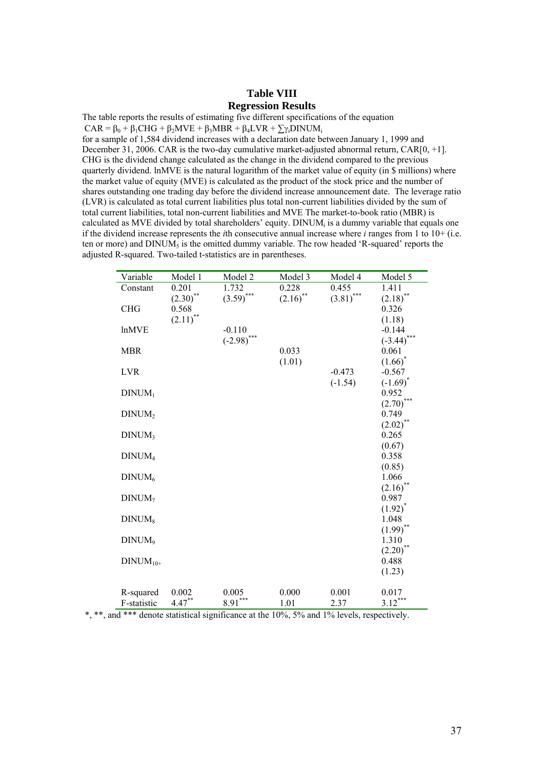## Table VIII
## Regression Results

The table reports the results of estimating five different specifications of the equation

$$CAR = \beta_0 + \beta_1 CHG + \beta_2 MVE + \beta_3 MBR + \beta_4 LVR + \sum \gamma_i DINUM_i$$

for a sample of 1,584 dividend increases with a declaration date between January 1, 1999 and December 31, 2006. CAR is the two-day cumulative market-adjusted abnormal return, CAR[0, +1]. CHG is the dividend change calculated as the change in the dividend compared to the previous quarterly dividend. lnMVE is the natural logarithm of the market value of equity (in $ millions) where the market value of equity (MVE) is calculated as the product of the stock price and the number of shares outstanding one trading day before the dividend increase announcement date. The leverage ratio (LVR) is calculated as total current liabilities plus total non-current liabilities divided by the sum of total current liabilities, total non-current liabilities and MVE The market-to-book ratio (MBR) is calculated as MVE divided by total shareholders' equity. $DINUM_i$ is a dummy variable that equals one if the dividend increase represents the *i*th consecutive annual increase where *i* ranges from 1 to 10+ (i.e. ten or more) and $DINUM_5$ is the omitted dummy variable. The row headed 'R-squared' reports the adjusted R-squared. Two-tailed t-statistics are in parentheses.

| Variable | Model 1 | Model 2 | Model 3 | Model 4 | Model 5 |
|---|---|---|---|---|---|
| Constant | 0.201 | 1.732 | 0.228 | 0.455 | 1.411 |
| | $(2.30)^{**}$ | $(3.59)^{***}$ | $(2.16)^{**}$ | $(3.81)^{***}$ | $(2.18)^{**}$ |
| CHG | 0.568 | | | | 0.326 |
| | $(2.11)^{**}$ | | | | (1.18) |
| lnMVE | | -0.110 | | | -0.144 |
| | | $(-2.98)^{***}$ | | | $(-3.44)^{***}$ |
| MBR | | | 0.033 | | 0.061 |
| | | | (1.01) | | $(1.66)^{*}$ |
| LVR | | | | -0.473 | -0.567 |
| | | | | (-1.54) | $(-1.69)^{*}$ |
| $DINUM_1$ | | | | | 0.952 |
| | | | | | $(2.70)^{***}$ |
| $DINUM_2$ | | | | | 0.749 |
| | | | | | $(2.02)^{**}$ |
| $DINUM_3$ | | | | | 0.265 |
| | | | | | (0.67) |
| $DINUM_4$ | | | | | 0.358 |
| | | | | | (0.85) |
| $DINUM_6$ | | | | | 1.066 |
| | | | | | $(2.16)^{**}$ |
| $DINUM_7$ | | | | | 0.987 |
| | | | | | $(1.92)^{*}$ |
| $DINUM_8$ | | | | | 1.048 |
| | | | | | $(1.99)^{**}$ |
| $DINUM_9$ | | | | | 1.310 |
| | | | | | $(2.20)^{**}$ |
| $DINUM_{10+}$ | | | | | 0.488 |
| | | | | | (1.23) |
| R-squared | 0.002 | 0.005 | 0.000 | 0.001 | 0.017 |
| F-statistic | $4.47^{**}$ | $8.91^{***}$ | 1.01 | 2.37 | $3.12^{***}$ |

*, **, and *** denote statistical significance at the 10%, 5% and 1% levels, respectively.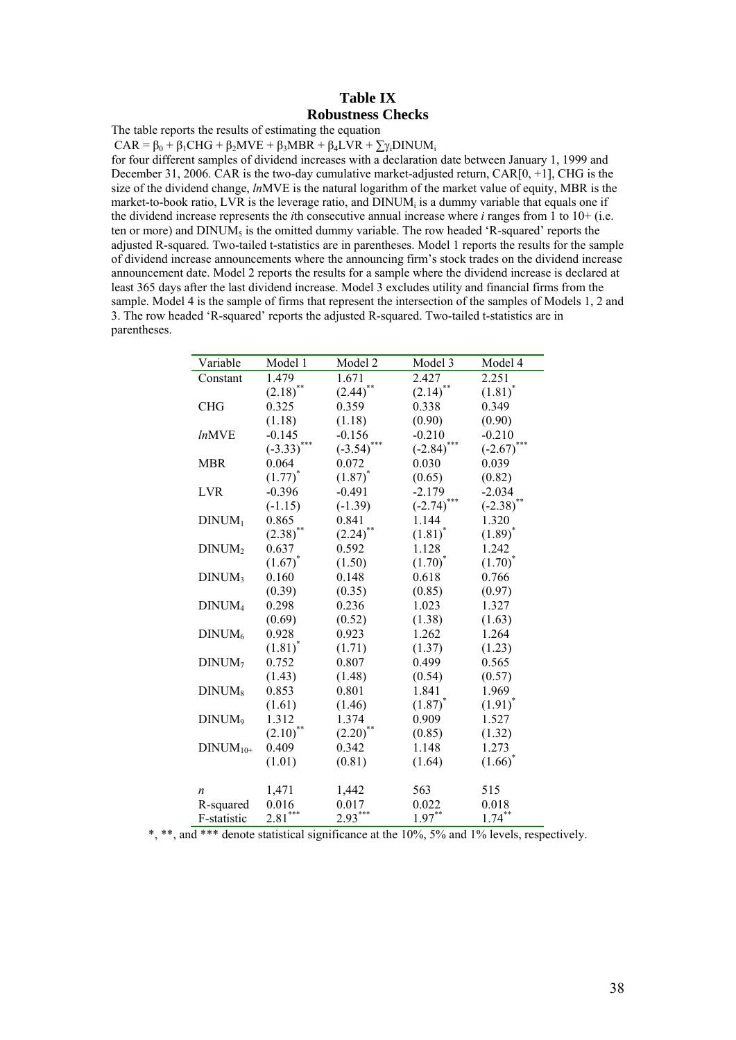## Table IX
## Robustness Checks

The table reports the results of estimating the equation

$CAR = \beta_0 + \beta_1 CHG + \beta_2 MVE + \beta_3 MBR + \beta_4 LVR + \sum \gamma_i DINUM_i$

for four different samples of dividend increases with a declaration date between January 1, 1999 and December 31, 2006. CAR is the two-day cumulative market-adjusted return, CAR[0, +1], CHG is the size of the dividend change, *ln*MVE is the natural logarithm of the market value of equity, MBR is the market-to-book ratio, LVR is the leverage ratio, and $DINUM_i$ is a dummy variable that equals one if the dividend increase represents the *i*th consecutive annual increase where *i* ranges from 1 to 10+ (i.e. ten or more) and $DINUM_5$ is the omitted dummy variable. The row headed 'R-squared' reports the adjusted R-squared. Two-tailed t-statistics are in parentheses. Model 1 reports the results for the sample of dividend increase announcements where the announcing firm's stock trades on the dividend increase announcement date. Model 2 reports the results for a sample where the dividend increase is declared at least 365 days after the last dividend increase. Model 3 excludes utility and financial firms from the sample. Model 4 is the sample of firms that represent the intersection of the samples of Models 1, 2 and 3. The row headed 'R-squared' reports the adjusted R-squared. Two-tailed t-statistics are in parentheses.

| Variable | Model 1 | Model 2 | Model 3 | Model 4 |
|---|---|---|---|---|
| Constant | 1.479 | 1.671 | 2.427 | 2.251 |
| | (2.18)** | (2.44)** | (2.14)** | (1.81)* |
| CHG | 0.325 | 0.359 | 0.338 | 0.349 |
| | (1.18) | (1.18) | (0.90) | (0.90) |
| *ln*MVE | -0.145 | -0.156 | -0.210 | -0.210 |
| | (-3.33)*** | (-3.54)*** | (-2.84)*** | (-2.67)*** |
| MBR | 0.064 | 0.072 | 0.030 | 0.039 |
| | (1.77)* | (1.87)* | (0.65) | (0.82) |
| LVR | -0.396 | -0.491 | -2.179 | -2.034 |
| | (-1.15) | (-1.39) | (-2.74)*** | (-2.38)** |
| $DINUM_1$ | 0.865 | 0.841 | 1.144 | 1.320 |
| | (2.38)** | (2.24)** | (1.81)* | (1.89)* |
| $DINUM_2$ | 0.637 | 0.592 | 1.128 | 1.242 |
| | (1.67)* | (1.50) | (1.70)* | (1.70)* |
| $DINUM_3$ | 0.160 | 0.148 | 0.618 | 0.766 |
| | (0.39) | (0.35) | (0.85) | (0.97) |
| $DINUM_4$ | 0.298 | 0.236 | 1.023 | 1.327 |
| | (0.69) | (0.52) | (1.38) | (1.63) |
| $DINUM_6$ | 0.928 | 0.923 | 1.262 | 1.264 |
| | (1.81)* | (1.71) | (1.37) | (1.23) |
| $DINUM_7$ | 0.752 | 0.807 | 0.499 | 0.565 |
| | (1.43) | (1.48) | (0.54) | (0.57) |
| $DINUM_8$ | 0.853 | 0.801 | 1.841 | 1.969 |
| | (1.61) | (1.46) | (1.87)* | (1.91)* |
| $DINUM_9$ | 1.312 | 1.374 | 0.909 | 1.527 |
| | (2.10)** | (2.20)** | (0.85) | (1.32) |
| $DINUM_{10+}$ | 0.409 | 0.342 | 1.148 | 1.273 |
| | (1.01) | (0.81) | (1.64) | (1.66)* |
| *n* | 1,471 | 1,442 | 563 | 515 |
| R-squared | 0.016 | 0.017 | 0.022 | 0.018 |
| F-statistic | 2.81*** | 2.93*** | 1.97** | 1.74** |

*, **, and *** denote statistical significance at the 10%, 5% and 1% levels, respectively.